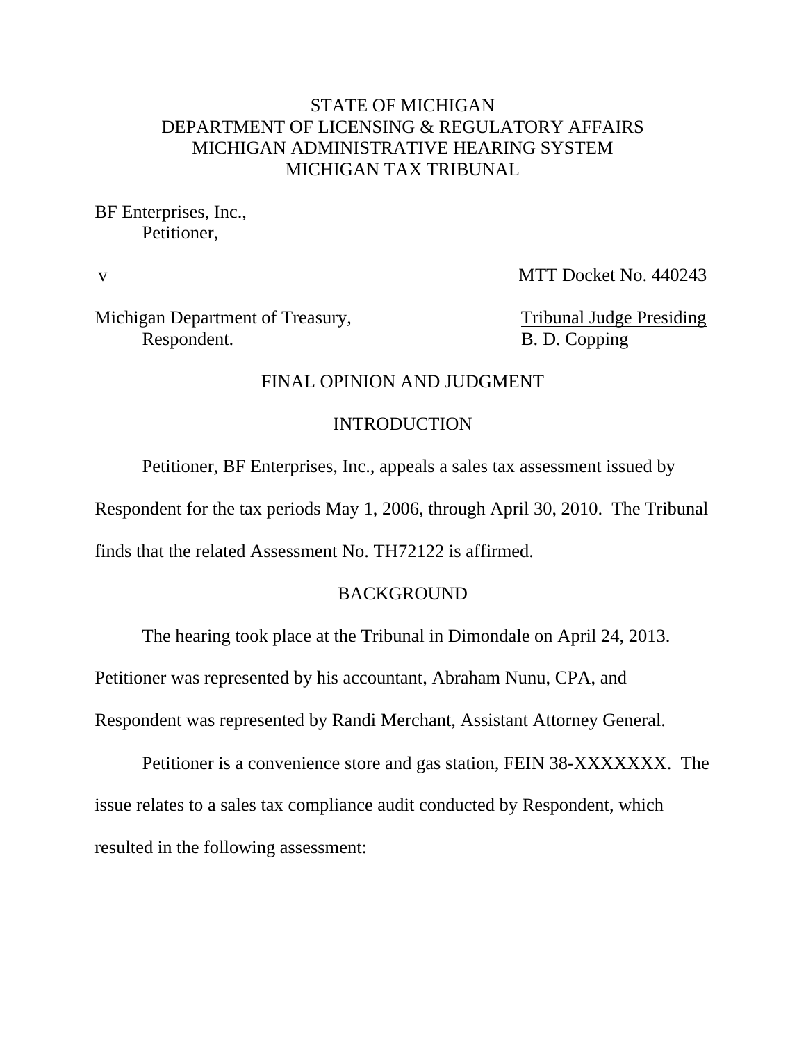STATE OF MICHIGAN
DEPARTMENT OF LICENSING & REGULATORY AFFAIRS
MICHIGAN ADMINISTRATIVE HEARING SYSTEM
MICHIGAN TAX TRIBUNAL

BF Enterprises, Inc.,
Petitioner,

v MTT Docket No. 440243

Michigan Department of Treasury, Tribunal Judge Presiding
Respondent. B. D. Copping

## FINAL OPINION AND JUDGMENT

## INTRODUCTION

Petitioner, BF Enterprises, Inc., appeals a sales tax assessment issued by Respondent for the tax periods May 1, 2006, through April 30, 2010. The Tribunal finds that the related Assessment No. TH72122 is affirmed.

## BACKGROUND

The hearing took place at the Tribunal in Dimondale on April 24, 2013. Petitioner was represented by his accountant, Abraham Nunu, CPA, and Respondent was represented by Randi Merchant, Assistant Attorney General.

Petitioner is a convenience store and gas station, FEIN 38-XXXXXXX. The issue relates to a sales tax compliance audit conducted by Respondent, which resulted in the following assessment: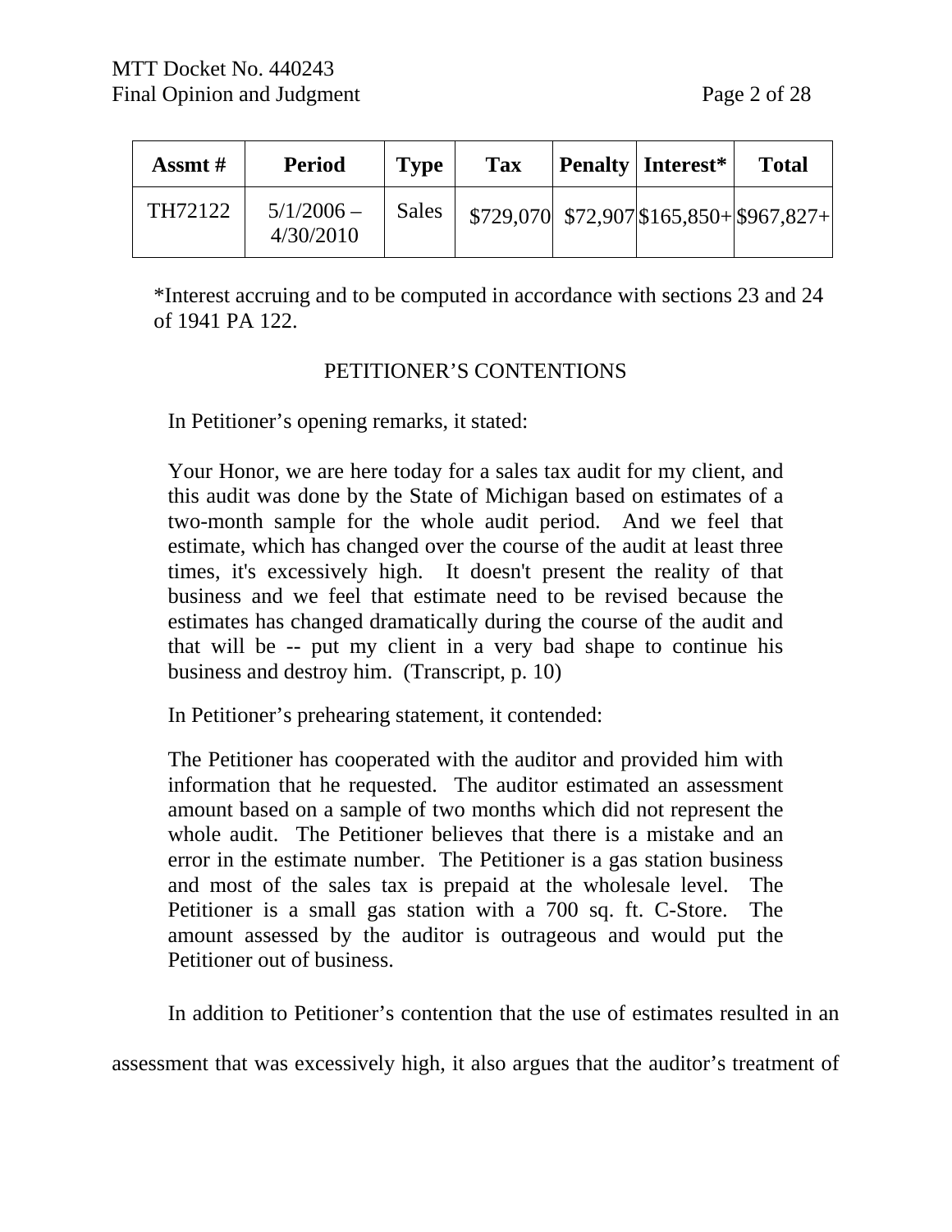| Assmt # | Period | Type | Tax | Penalty | Interest* | Total |
|---|---|---|---|---|---|---|
| TH72122 | 5/1/2006 – 4/30/2010 | Sales | $729,070 | $72,907 | $165,850+ | $967,827+ |

*Interest accruing and to be computed in accordance with sections 23 and 24 of 1941 PA 122.

## PETITIONER'S CONTENTIONS

In Petitioner's opening remarks, it stated:

> Your Honor, we are here today for a sales tax audit for my client, and this audit was done by the State of Michigan based on estimates of a two-month sample for the whole audit period. And we feel that estimate, which has changed over the course of the audit at least three times, it's excessively high. It doesn't present the reality of that business and we feel that estimate need to be revised because the estimates has changed dramatically during the course of the audit and that will be -- put my client in a very bad shape to continue his business and destroy him. (Transcript, p. 10)

In Petitioner's prehearing statement, it contended:

> The Petitioner has cooperated with the auditor and provided him with information that he requested. The auditor estimated an assessment amount based on a sample of two months which did not represent the whole audit. The Petitioner believes that there is a mistake and an error in the estimate number. The Petitioner is a gas station business and most of the sales tax is prepaid at the wholesale level. The Petitioner is a small gas station with a 700 sq. ft. C-Store. The amount assessed by the auditor is outrageous and would put the Petitioner out of business.

In addition to Petitioner's contention that the use of estimates resulted in an assessment that was excessively high, it also argues that the auditor's treatment of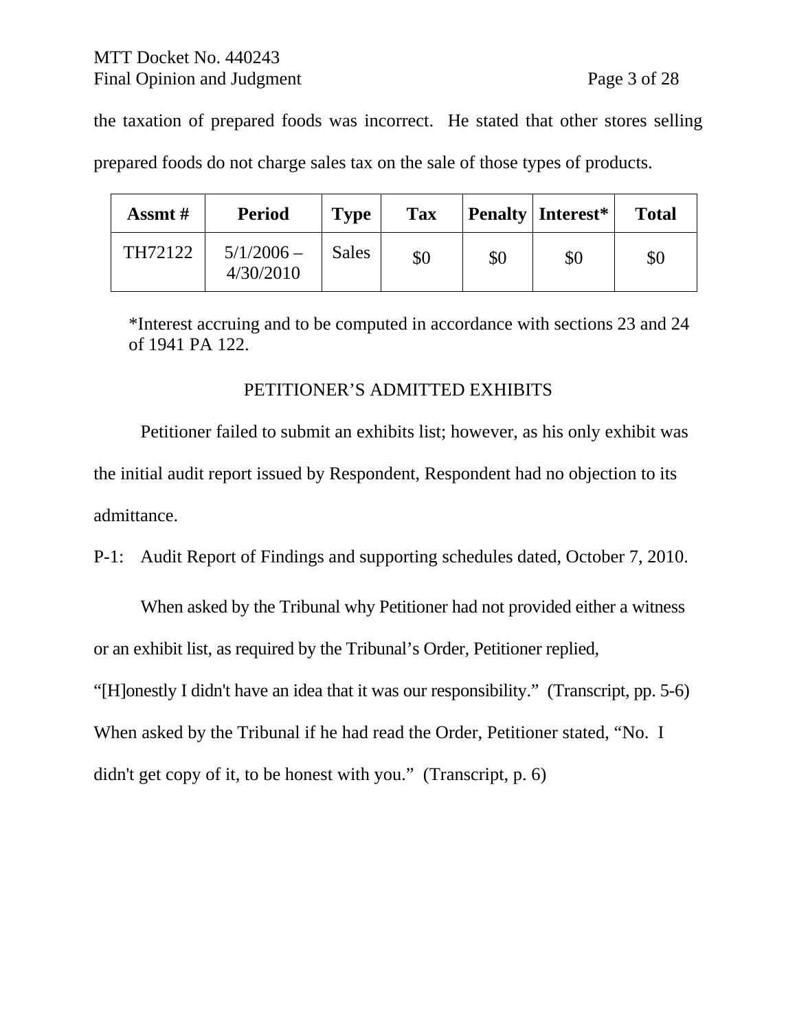the taxation of prepared foods was incorrect. He stated that other stores selling prepared foods do not charge sales tax on the sale of those types of products.

| Assmt # | Period | Type | Tax | Penalty | Interest* | Total |
|---|---|---|---|---|---|---|
| TH72122 | 5/1/2006 – 4/30/2010 | Sales | $0 | $0 | $0 | $0 |

*Interest accruing and to be computed in accordance with sections 23 and 24 of 1941 PA 122.

## PETITIONER'S ADMITTED EXHIBITS

Petitioner failed to submit an exhibits list; however, as his only exhibit was the initial audit report issued by Respondent, Respondent had no objection to its admittance.

P-1: Audit Report of Findings and supporting schedules dated, October 7, 2010.

When asked by the Tribunal why Petitioner had not provided either a witness or an exhibit list, as required by the Tribunal's Order, Petitioner replied, "[H]onestly I didn't have an idea that it was our responsibility." (Transcript, pp. 5-6) When asked by the Tribunal if he had read the Order, Petitioner stated, "No. I didn't get copy of it, to be honest with you." (Transcript, p. 6)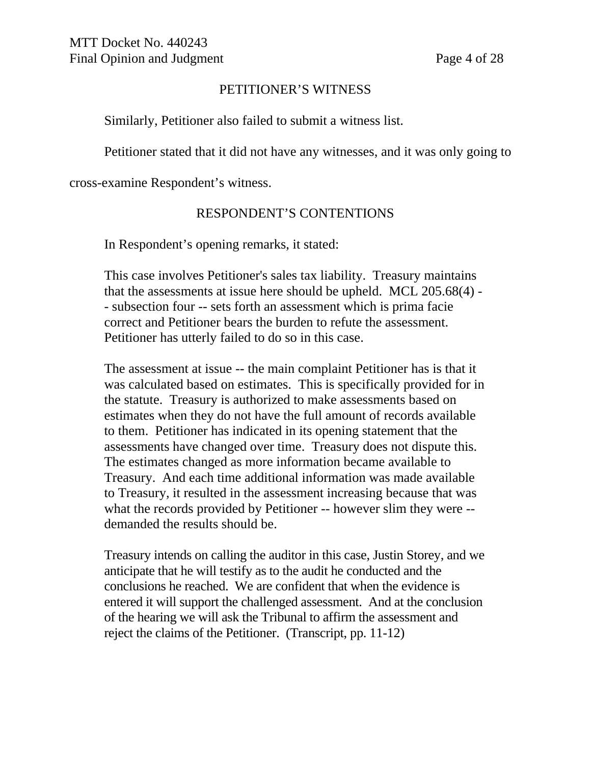## PETITIONER'S WITNESS

Similarly, Petitioner also failed to submit a witness list.

Petitioner stated that it did not have any witnesses, and it was only going to cross-examine Respondent's witness.

## RESPONDENT'S CONTENTIONS

In Respondent's opening remarks, it stated:

> This case involves Petitioner's sales tax liability. Treasury maintains that the assessments at issue here should be upheld. MCL 205.68(4) -- subsection four -- sets forth an assessment which is prima facie correct and Petitioner bears the burden to refute the assessment. Petitioner has utterly failed to do so in this case.
>
> The assessment at issue -- the main complaint Petitioner has is that it was calculated based on estimates. This is specifically provided for in the statute. Treasury is authorized to make assessments based on estimates when they do not have the full amount of records available to them. Petitioner has indicated in its opening statement that the assessments have changed over time. Treasury does not dispute this. The estimates changed as more information became available to Treasury. And each time additional information was made available to Treasury, it resulted in the assessment increasing because that was what the records provided by Petitioner -- however slim they were -- demanded the results should be.
>
> Treasury intends on calling the auditor in this case, Justin Storey, and we anticipate that he will testify as to the audit he conducted and the conclusions he reached. We are confident that when the evidence is entered it will support the challenged assessment. And at the conclusion of the hearing we will ask the Tribunal to affirm the assessment and reject the claims of the Petitioner. (Transcript, pp. 11-12)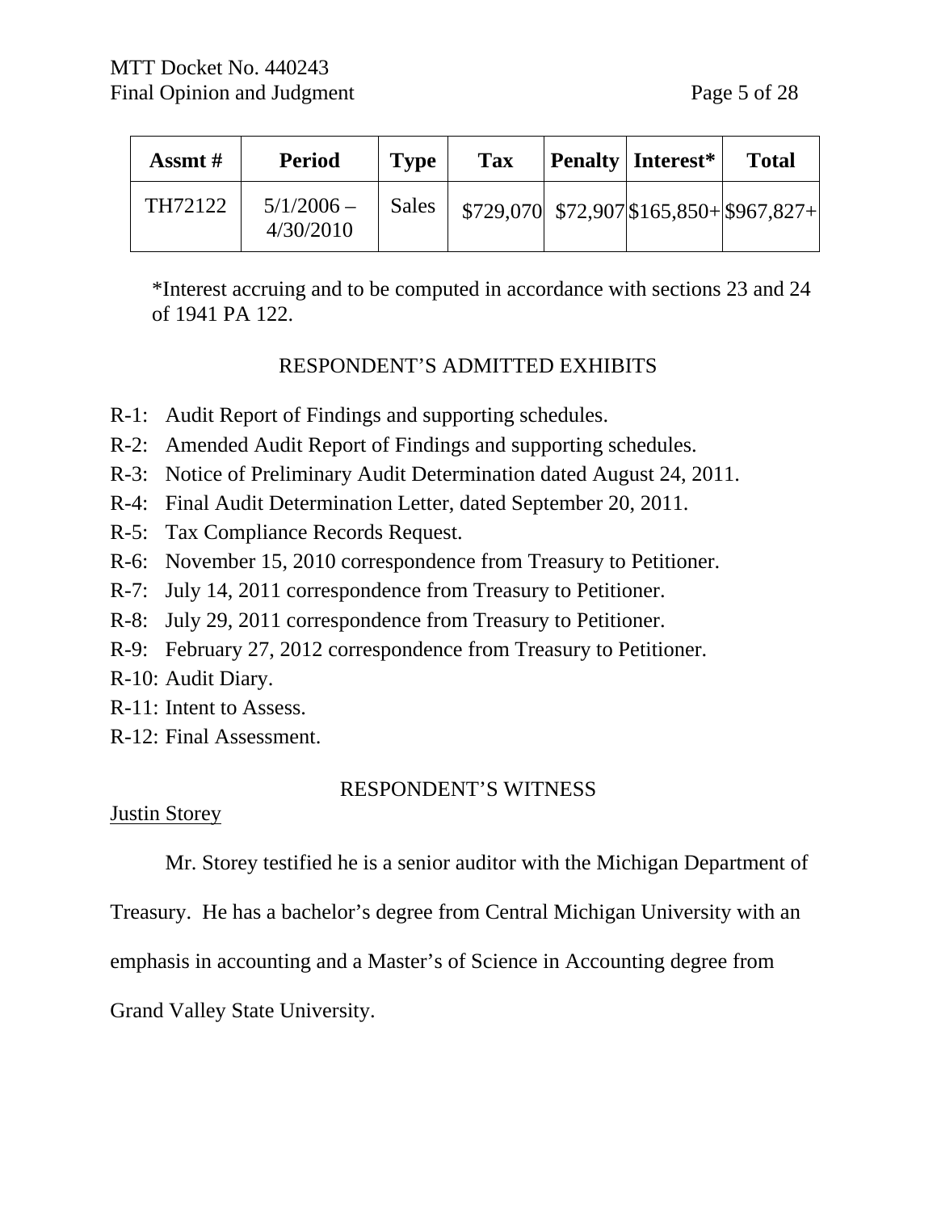| Assmt # | Period | Type | Tax | Penalty | Interest* | Total |
|---|---|---|---|---|---|---|
| TH72122 | 5/1/2006 – 4/30/2010 | Sales | $729,070 | $72,907 | $165,850+ | $967,827+ |

*Interest accruing and to be computed in accordance with sections 23 and 24 of 1941 PA 122.

RESPONDENT'S ADMITTED EXHIBITS

R-1: Audit Report of Findings and supporting schedules.
R-2: Amended Audit Report of Findings and supporting schedules.
R-3: Notice of Preliminary Audit Determination dated August 24, 2011.
R-4: Final Audit Determination Letter, dated September 20, 2011.
R-5: Tax Compliance Records Request.
R-6: November 15, 2010 correspondence from Treasury to Petitioner.
R-7: July 14, 2011 correspondence from Treasury to Petitioner.
R-8: July 29, 2011 correspondence from Treasury to Petitioner.
R-9: February 27, 2012 correspondence from Treasury to Petitioner.
R-10: Audit Diary.
R-11: Intent to Assess.
R-12: Final Assessment.

RESPONDENT'S WITNESS

Justin Storey

Mr. Storey testified he is a senior auditor with the Michigan Department of Treasury. He has a bachelor's degree from Central Michigan University with an emphasis in accounting and a Master's of Science in Accounting degree from Grand Valley State University.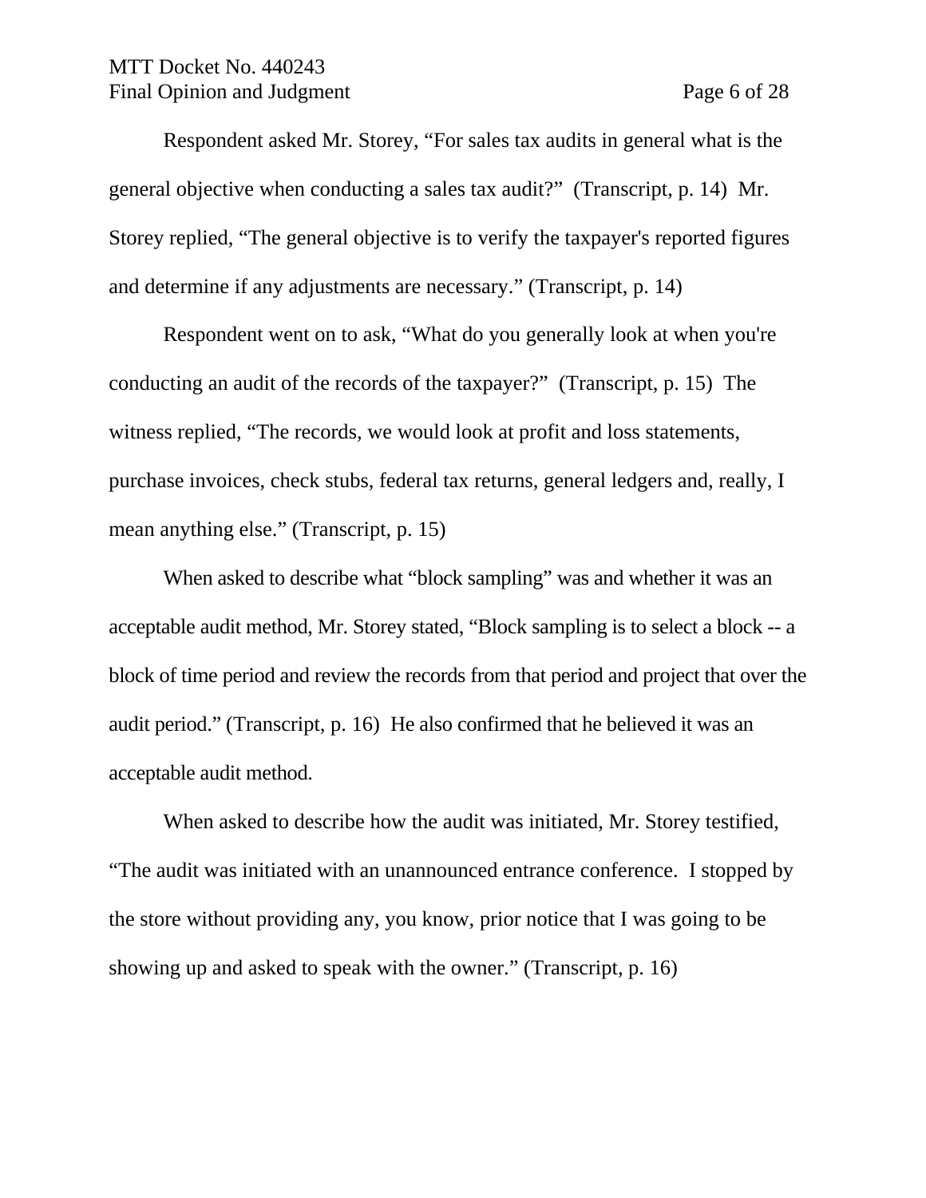Respondent asked Mr. Storey, "For sales tax audits in general what is the general objective when conducting a sales tax audit?" (Transcript, p. 14) Mr. Storey replied, "The general objective is to verify the taxpayer's reported figures and determine if any adjustments are necessary." (Transcript, p. 14)

Respondent went on to ask, "What do you generally look at when you're conducting an audit of the records of the taxpayer?" (Transcript, p. 15) The witness replied, "The records, we would look at profit and loss statements, purchase invoices, check stubs, federal tax returns, general ledgers and, really, I mean anything else." (Transcript, p. 15)

When asked to describe what "block sampling" was and whether it was an acceptable audit method, Mr. Storey stated, "Block sampling is to select a block -- a block of time period and review the records from that period and project that over the audit period." (Transcript, p. 16) He also confirmed that he believed it was an acceptable audit method.

When asked to describe how the audit was initiated, Mr. Storey testified, "The audit was initiated with an unannounced entrance conference. I stopped by the store without providing any, you know, prior notice that I was going to be showing up and asked to speak with the owner." (Transcript, p. 16)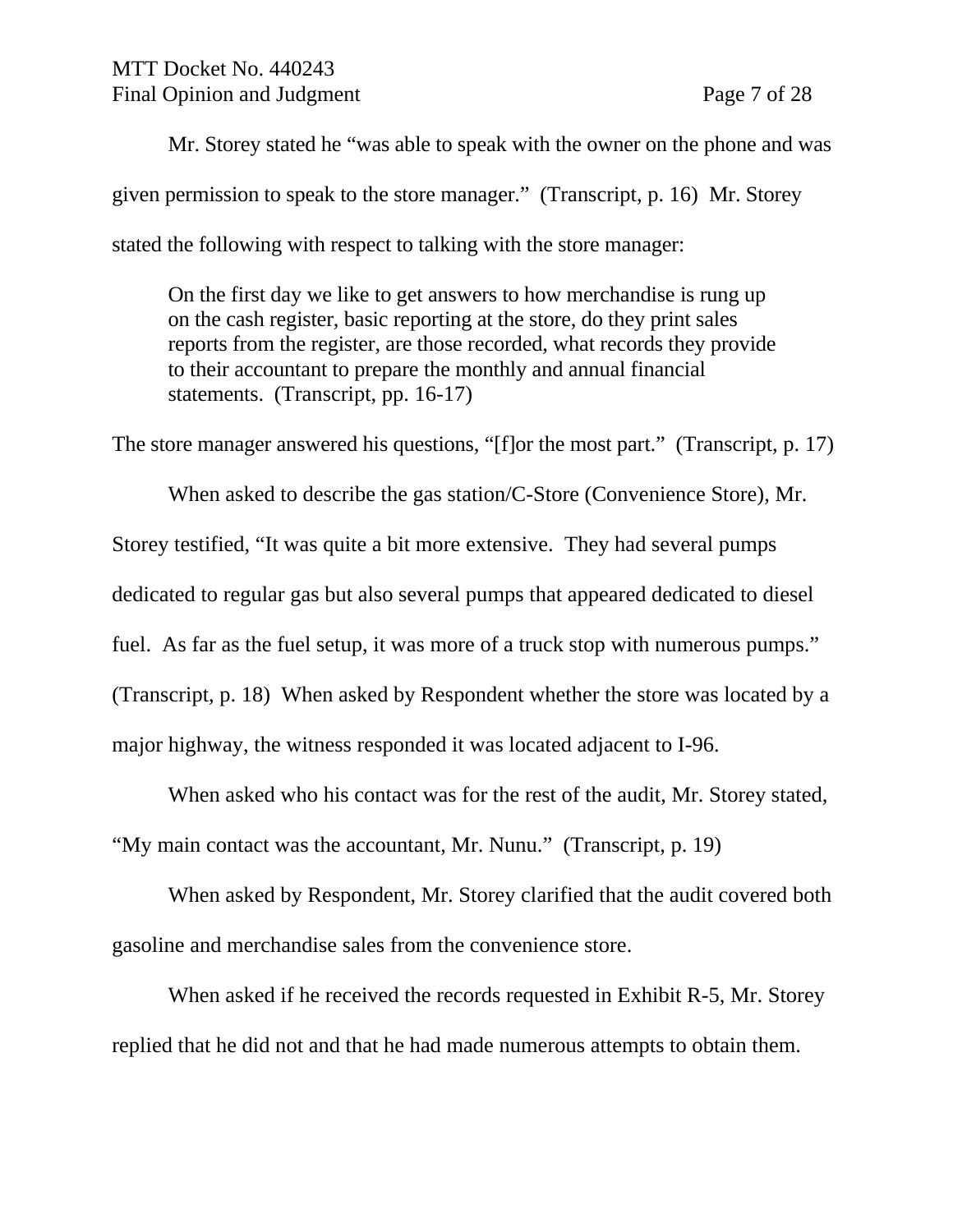Mr. Storey stated he "was able to speak with the owner on the phone and was given permission to speak to the store manager." (Transcript, p. 16) Mr. Storey stated the following with respect to talking with the store manager:

> On the first day we like to get answers to how merchandise is rung up on the cash register, basic reporting at the store, do they print sales reports from the register, are those recorded, what records they provide to their accountant to prepare the monthly and annual financial statements. (Transcript, pp. 16-17)

The store manager answered his questions, "[f]or the most part." (Transcript, p. 17)

When asked to describe the gas station/C-Store (Convenience Store), Mr. Storey testified, "It was quite a bit more extensive. They had several pumps dedicated to regular gas but also several pumps that appeared dedicated to diesel fuel. As far as the fuel setup, it was more of a truck stop with numerous pumps." (Transcript, p. 18) When asked by Respondent whether the store was located by a major highway, the witness responded it was located adjacent to I-96.

When asked who his contact was for the rest of the audit, Mr. Storey stated, "My main contact was the accountant, Mr. Nunu." (Transcript, p. 19)

When asked by Respondent, Mr. Storey clarified that the audit covered both gasoline and merchandise sales from the convenience store.

When asked if he received the records requested in Exhibit R-5, Mr. Storey replied that he did not and that he had made numerous attempts to obtain them.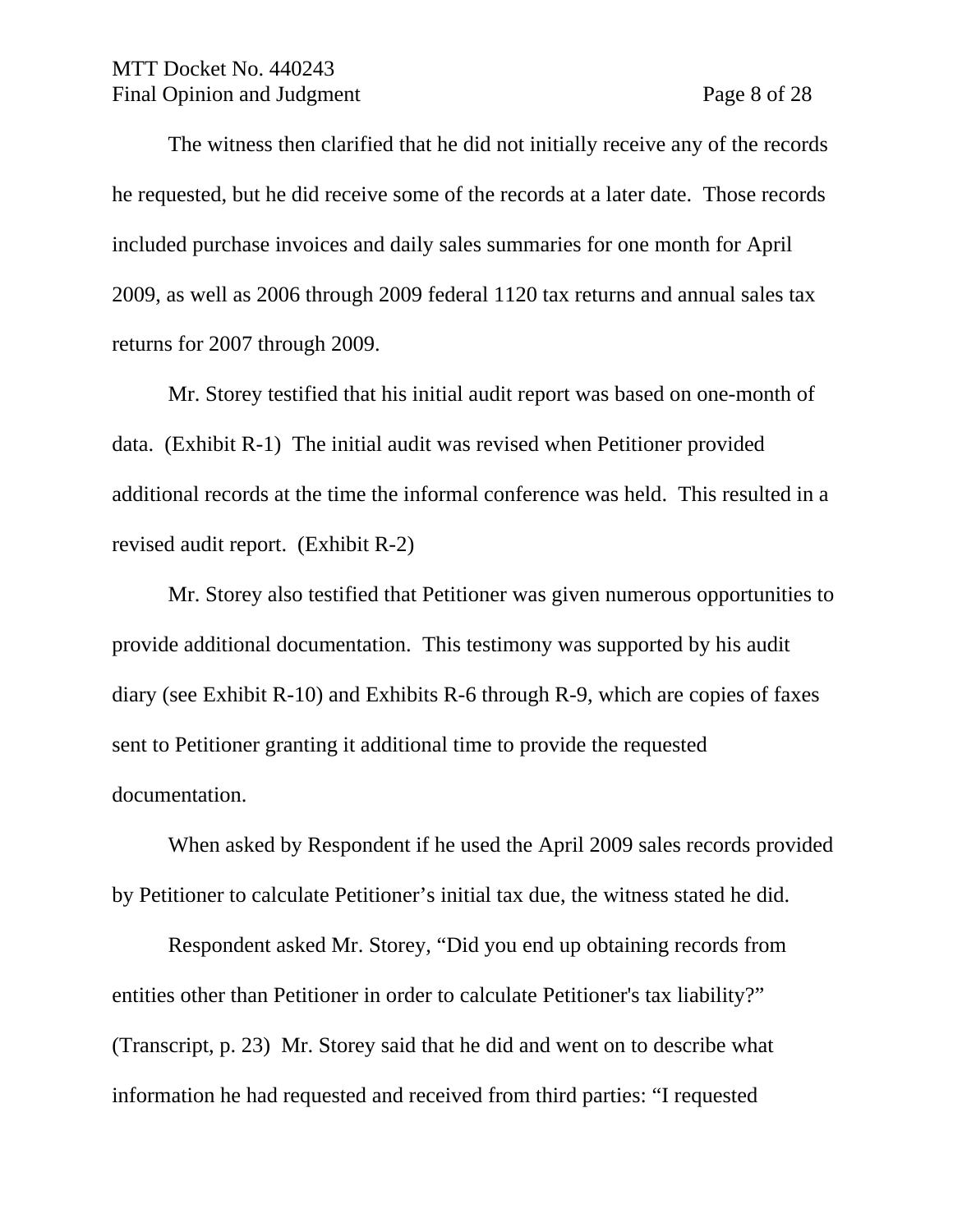The witness then clarified that he did not initially receive any of the records he requested, but he did receive some of the records at a later date. Those records included purchase invoices and daily sales summaries for one month for April 2009, as well as 2006 through 2009 federal 1120 tax returns and annual sales tax returns for 2007 through 2009.

Mr. Storey testified that his initial audit report was based on one-month of data. (Exhibit R-1) The initial audit was revised when Petitioner provided additional records at the time the informal conference was held. This resulted in a revised audit report. (Exhibit R-2)

Mr. Storey also testified that Petitioner was given numerous opportunities to provide additional documentation. This testimony was supported by his audit diary (see Exhibit R-10) and Exhibits R-6 through R-9, which are copies of faxes sent to Petitioner granting it additional time to provide the requested documentation.

When asked by Respondent if he used the April 2009 sales records provided by Petitioner to calculate Petitioner's initial tax due, the witness stated he did.

Respondent asked Mr. Storey, "Did you end up obtaining records from entities other than Petitioner in order to calculate Petitioner's tax liability?" (Transcript, p. 23) Mr. Storey said that he did and went on to describe what information he had requested and received from third parties: "I requested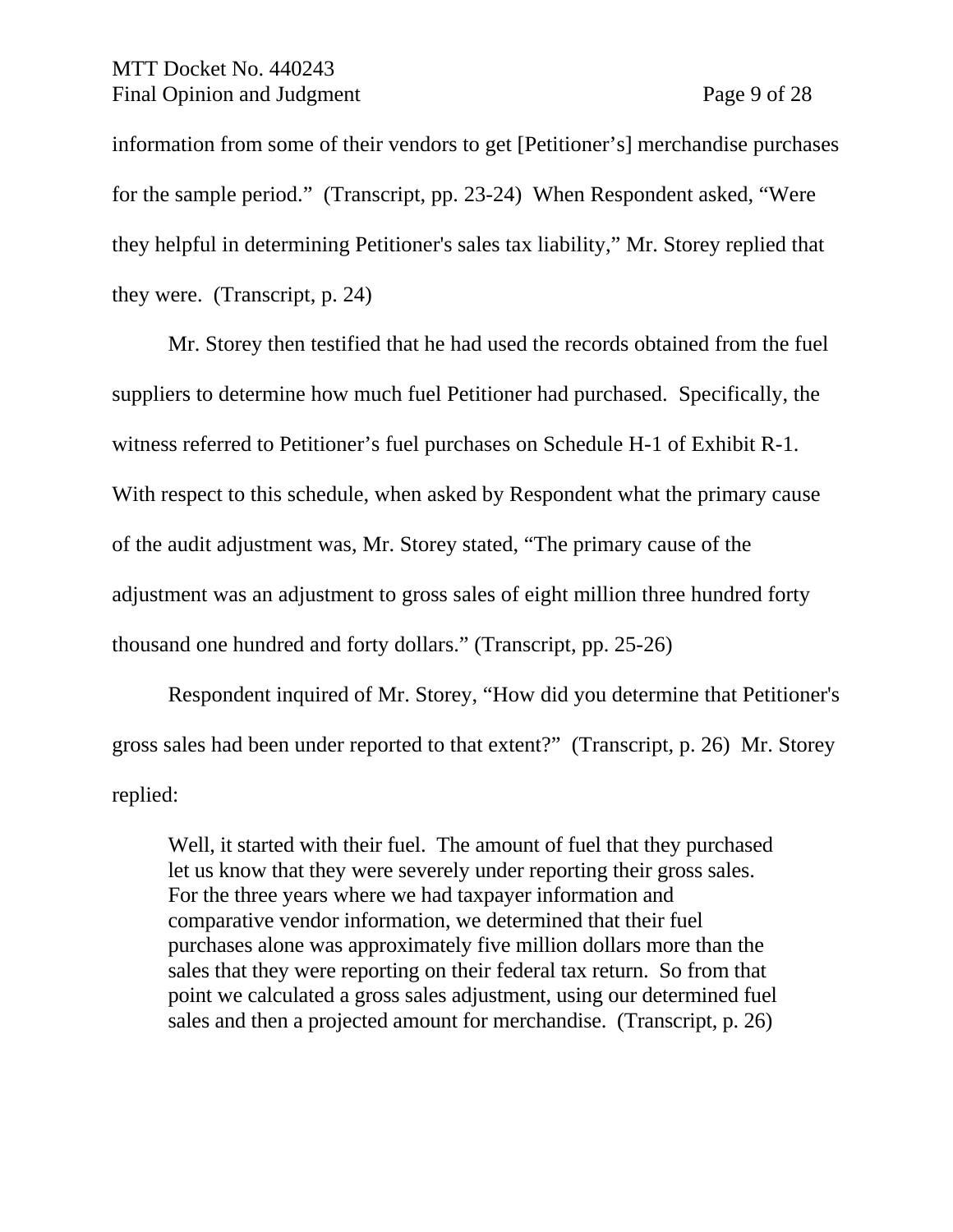information from some of their vendors to get [Petitioner's] merchandise purchases for the sample period." (Transcript, pp. 23-24) When Respondent asked, "Were they helpful in determining Petitioner's sales tax liability," Mr. Storey replied that they were. (Transcript, p. 24)

Mr. Storey then testified that he had used the records obtained from the fuel suppliers to determine how much fuel Petitioner had purchased. Specifically, the witness referred to Petitioner's fuel purchases on Schedule H-1 of Exhibit R-1. With respect to this schedule, when asked by Respondent what the primary cause of the audit adjustment was, Mr. Storey stated, "The primary cause of the adjustment was an adjustment to gross sales of eight million three hundred forty thousand one hundred and forty dollars." (Transcript, pp. 25-26)

Respondent inquired of Mr. Storey, "How did you determine that Petitioner's gross sales had been under reported to that extent?" (Transcript, p. 26) Mr. Storey replied:

> Well, it started with their fuel. The amount of fuel that they purchased let us know that they were severely under reporting their gross sales. For the three years where we had taxpayer information and comparative vendor information, we determined that their fuel purchases alone was approximately five million dollars more than the sales that they were reporting on their federal tax return. So from that point we calculated a gross sales adjustment, using our determined fuel sales and then a projected amount for merchandise. (Transcript, p. 26)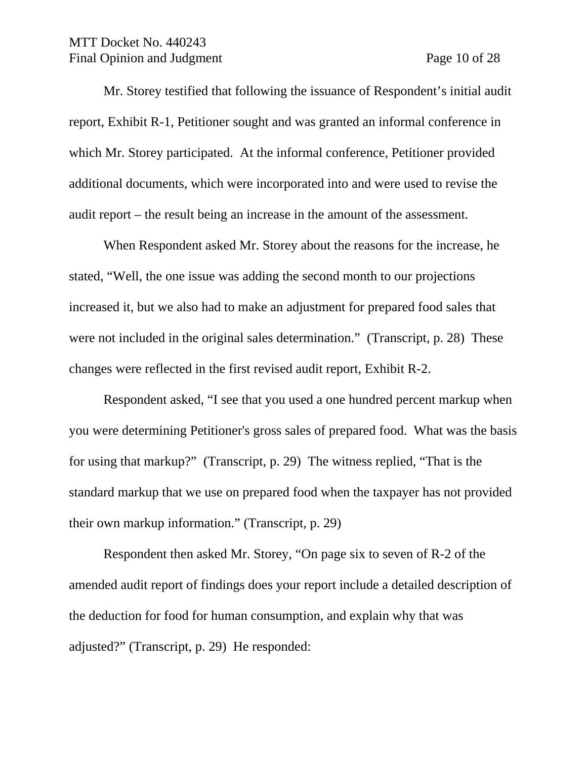Mr. Storey testified that following the issuance of Respondent's initial audit report, Exhibit R-1, Petitioner sought and was granted an informal conference in which Mr. Storey participated. At the informal conference, Petitioner provided additional documents, which were incorporated into and were used to revise the audit report – the result being an increase in the amount of the assessment.

When Respondent asked Mr. Storey about the reasons for the increase, he stated, "Well, the one issue was adding the second month to our projections increased it, but we also had to make an adjustment for prepared food sales that were not included in the original sales determination." (Transcript, p. 28) These changes were reflected in the first revised audit report, Exhibit R-2.

Respondent asked, "I see that you used a one hundred percent markup when you were determining Petitioner's gross sales of prepared food. What was the basis for using that markup?" (Transcript, p. 29) The witness replied, "That is the standard markup that we use on prepared food when the taxpayer has not provided their own markup information." (Transcript, p. 29)

Respondent then asked Mr. Storey, "On page six to seven of R-2 of the amended audit report of findings does your report include a detailed description of the deduction for food for human consumption, and explain why that was adjusted?" (Transcript, p. 29) He responded: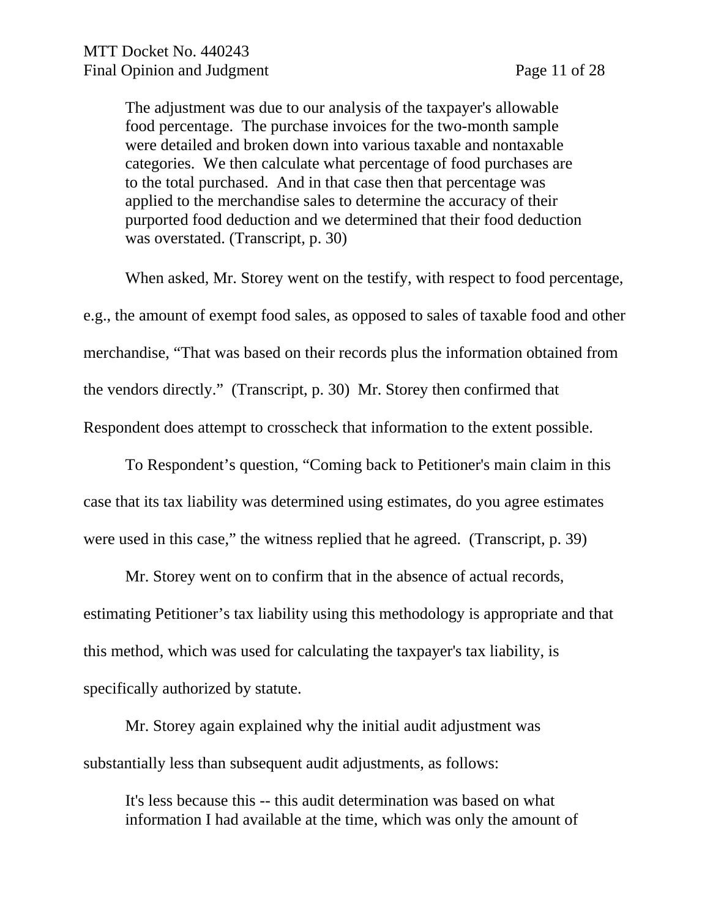> The adjustment was due to our analysis of the taxpayer's allowable food percentage. The purchase invoices for the two-month sample were detailed and broken down into various taxable and nontaxable categories. We then calculate what percentage of food purchases are to the total purchased. And in that case then that percentage was applied to the merchandise sales to determine the accuracy of their purported food deduction and we determined that their food deduction was overstated. (Transcript, p. 30)

When asked, Mr. Storey went on the testify, with respect to food percentage, e.g., the amount of exempt food sales, as opposed to sales of taxable food and other merchandise, "That was based on their records plus the information obtained from the vendors directly." (Transcript, p. 30) Mr. Storey then confirmed that Respondent does attempt to crosscheck that information to the extent possible.

To Respondent's question, "Coming back to Petitioner's main claim in this case that its tax liability was determined using estimates, do you agree estimates were used in this case," the witness replied that he agreed. (Transcript, p. 39)

Mr. Storey went on to confirm that in the absence of actual records, estimating Petitioner's tax liability using this methodology is appropriate and that this method, which was used for calculating the taxpayer's tax liability, is specifically authorized by statute.

Mr. Storey again explained why the initial audit adjustment was substantially less than subsequent audit adjustments, as follows:

> It's less because this -- this audit determination was based on what information I had available at the time, which was only the amount of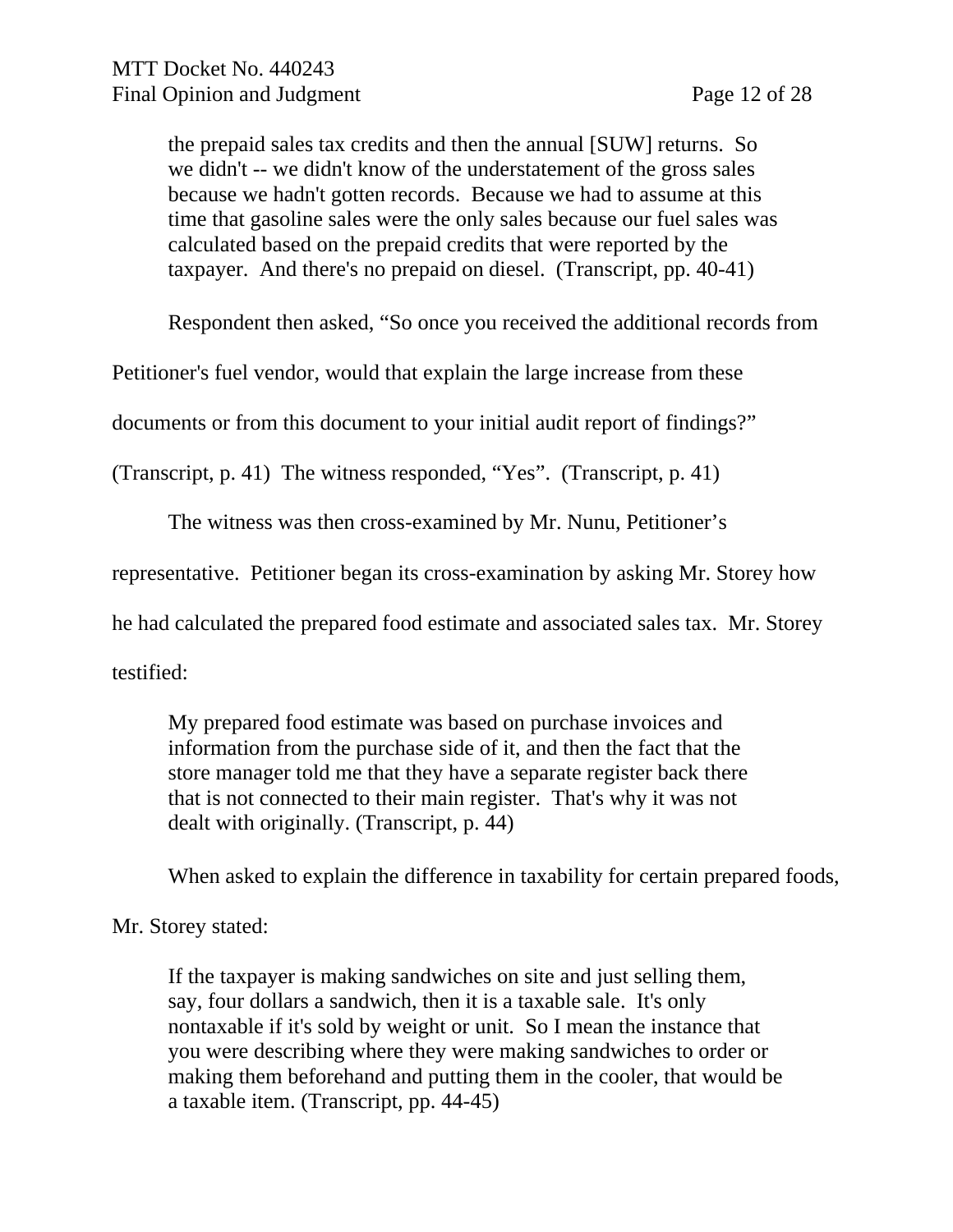> the prepaid sales tax credits and then the annual [SUW] returns. So we didn't -- we didn't know of the understatement of the gross sales because we hadn't gotten records. Because we had to assume at this time that gasoline sales were the only sales because our fuel sales was calculated based on the prepaid credits that were reported by the taxpayer. And there's no prepaid on diesel. (Transcript, pp. 40-41)

Respondent then asked, "So once you received the additional records from Petitioner's fuel vendor, would that explain the large increase from these documents or from this document to your initial audit report of findings?" (Transcript, p. 41) The witness responded, "Yes". (Transcript, p. 41)

The witness was then cross-examined by Mr. Nunu, Petitioner's representative. Petitioner began its cross-examination by asking Mr. Storey how he had calculated the prepared food estimate and associated sales tax. Mr. Storey testified:

> My prepared food estimate was based on purchase invoices and information from the purchase side of it, and then the fact that the store manager told me that they have a separate register back there that is not connected to their main register. That's why it was not dealt with originally. (Transcript, p. 44)

When asked to explain the difference in taxability for certain prepared foods, Mr. Storey stated:

> If the taxpayer is making sandwiches on site and just selling them, say, four dollars a sandwich, then it is a taxable sale. It's only nontaxable if it's sold by weight or unit. So I mean the instance that you were describing where they were making sandwiches to order or making them beforehand and putting them in the cooler, that would be a taxable item. (Transcript, pp. 44-45)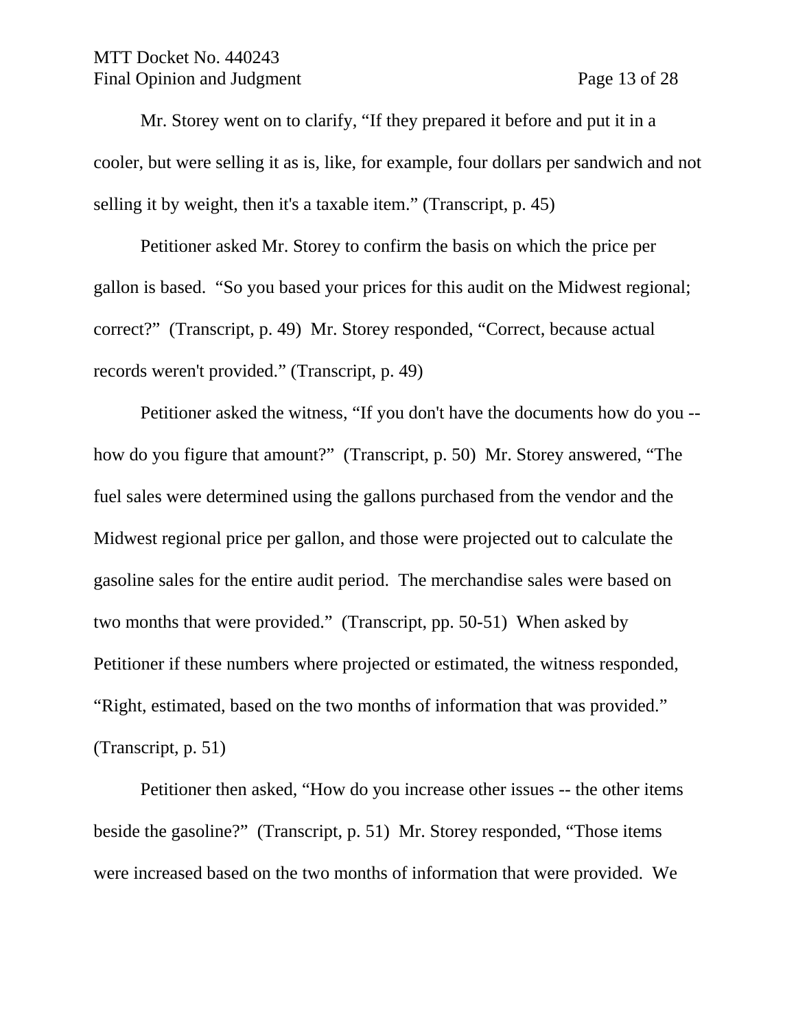Mr. Storey went on to clarify, "If they prepared it before and put it in a cooler, but were selling it as is, like, for example, four dollars per sandwich and not selling it by weight, then it's a taxable item." (Transcript, p. 45)

Petitioner asked Mr. Storey to confirm the basis on which the price per gallon is based. "So you based your prices for this audit on the Midwest regional; correct?" (Transcript, p. 49) Mr. Storey responded, "Correct, because actual records weren't provided." (Transcript, p. 49)

Petitioner asked the witness, "If you don't have the documents how do you -- how do you figure that amount?" (Transcript, p. 50) Mr. Storey answered, "The fuel sales were determined using the gallons purchased from the vendor and the Midwest regional price per gallon, and those were projected out to calculate the gasoline sales for the entire audit period. The merchandise sales were based on two months that were provided." (Transcript, pp. 50-51) When asked by Petitioner if these numbers where projected or estimated, the witness responded, "Right, estimated, based on the two months of information that was provided." (Transcript, p. 51)

Petitioner then asked, "How do you increase other issues -- the other items beside the gasoline?" (Transcript, p. 51) Mr. Storey responded, "Those items were increased based on the two months of information that were provided. We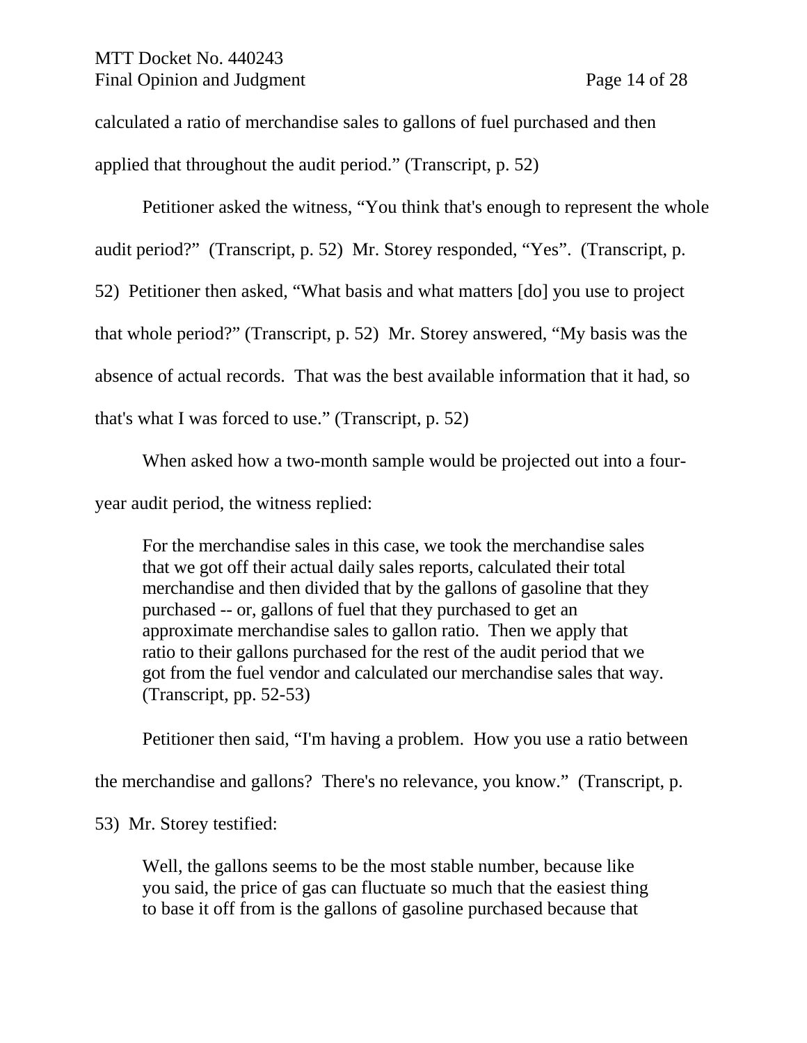calculated a ratio of merchandise sales to gallons of fuel purchased and then applied that throughout the audit period." (Transcript, p. 52)

Petitioner asked the witness, "You think that's enough to represent the whole audit period?" (Transcript, p. 52) Mr. Storey responded, "Yes". (Transcript, p. 52) Petitioner then asked, "What basis and what matters [do] you use to project that whole period?" (Transcript, p. 52) Mr. Storey answered, "My basis was the absence of actual records. That was the best available information that it had, so that's what I was forced to use." (Transcript, p. 52)

When asked how a two-month sample would be projected out into a four-year audit period, the witness replied:

> For the merchandise sales in this case, we took the merchandise sales that we got off their actual daily sales reports, calculated their total merchandise and then divided that by the gallons of gasoline that they purchased -- or, gallons of fuel that they purchased to get an approximate merchandise sales to gallon ratio. Then we apply that ratio to their gallons purchased for the rest of the audit period that we got from the fuel vendor and calculated our merchandise sales that way. (Transcript, pp. 52-53)

Petitioner then said, "I'm having a problem. How you use a ratio between the merchandise and gallons? There's no relevance, you know." (Transcript, p. 53) Mr. Storey testified:

> Well, the gallons seems to be the most stable number, because like you said, the price of gas can fluctuate so much that the easiest thing to base it off from is the gallons of gasoline purchased because that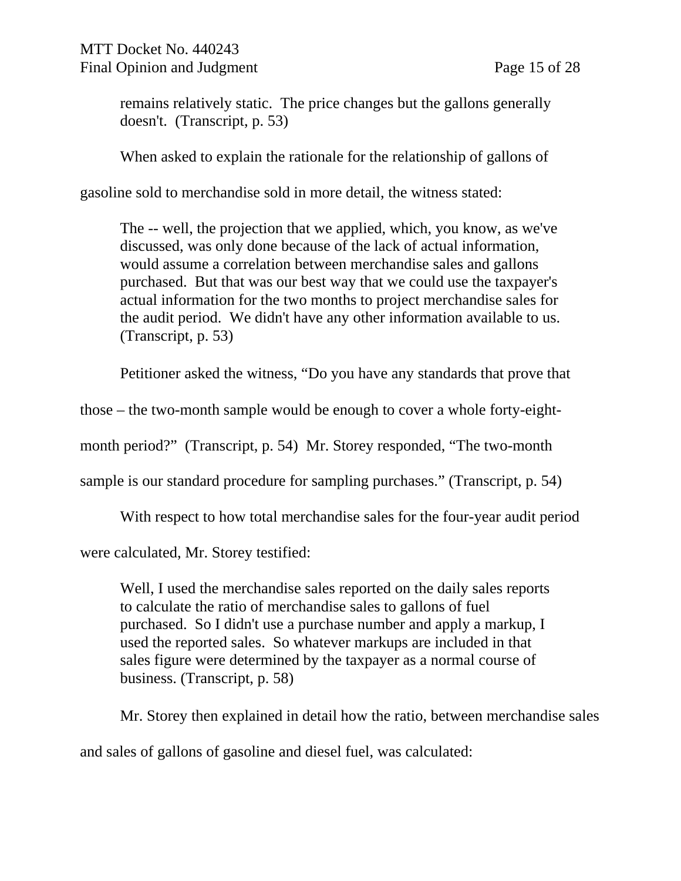> remains relatively static. The price changes but the gallons generally doesn't. (Transcript, p. 53)

When asked to explain the rationale for the relationship of gallons of gasoline sold to merchandise sold in more detail, the witness stated:

> The -- well, the projection that we applied, which, you know, as we've discussed, was only done because of the lack of actual information, would assume a correlation between merchandise sales and gallons purchased. But that was our best way that we could use the taxpayer's actual information for the two months to project merchandise sales for the audit period. We didn't have any other information available to us. (Transcript, p. 53)

Petitioner asked the witness, "Do you have any standards that prove that those – the two-month sample would be enough to cover a whole forty-eight-month period?" (Transcript, p. 54) Mr. Storey responded, "The two-month sample is our standard procedure for sampling purchases." (Transcript, p. 54)

With respect to how total merchandise sales for the four-year audit period were calculated, Mr. Storey testified:

> Well, I used the merchandise sales reported on the daily sales reports to calculate the ratio of merchandise sales to gallons of fuel purchased. So I didn't use a purchase number and apply a markup, I used the reported sales. So whatever markups are included in that sales figure were determined by the taxpayer as a normal course of business. (Transcript, p. 58)

Mr. Storey then explained in detail how the ratio, between merchandise sales and sales of gallons of gasoline and diesel fuel, was calculated: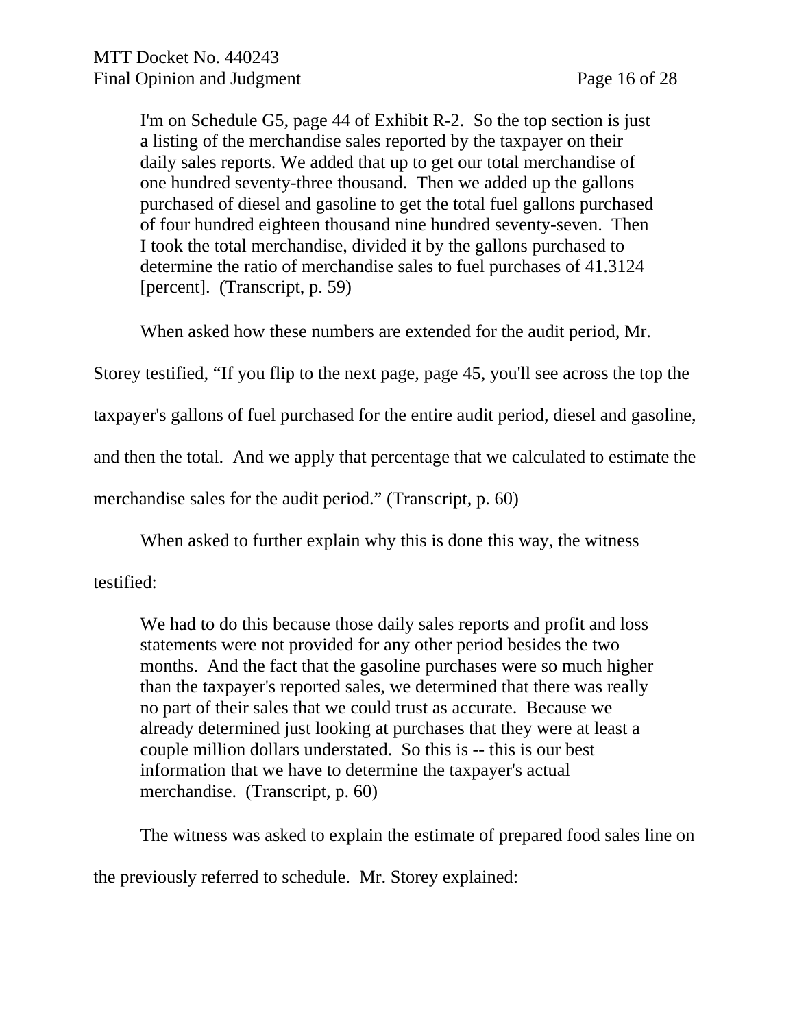> I'm on Schedule G5, page 44 of Exhibit R-2. So the top section is just a listing of the merchandise sales reported by the taxpayer on their daily sales reports. We added that up to get our total merchandise of one hundred seventy-three thousand. Then we added up the gallons purchased of diesel and gasoline to get the total fuel gallons purchased of four hundred eighteen thousand nine hundred seventy-seven. Then I took the total merchandise, divided it by the gallons purchased to determine the ratio of merchandise sales to fuel purchases of 41.3124 [percent]. (Transcript, p. 59)

When asked how these numbers are extended for the audit period, Mr. Storey testified, "If you flip to the next page, page 45, you'll see across the top the taxpayer's gallons of fuel purchased for the entire audit period, diesel and gasoline, and then the total. And we apply that percentage that we calculated to estimate the merchandise sales for the audit period." (Transcript, p. 60)

When asked to further explain why this is done this way, the witness testified:

> We had to do this because those daily sales reports and profit and loss statements were not provided for any other period besides the two months. And the fact that the gasoline purchases were so much higher than the taxpayer's reported sales, we determined that there was really no part of their sales that we could trust as accurate. Because we already determined just looking at purchases that they were at least a couple million dollars understated. So this is -- this is our best information that we have to determine the taxpayer's actual merchandise. (Transcript, p. 60)

The witness was asked to explain the estimate of prepared food sales line on the previously referred to schedule. Mr. Storey explained: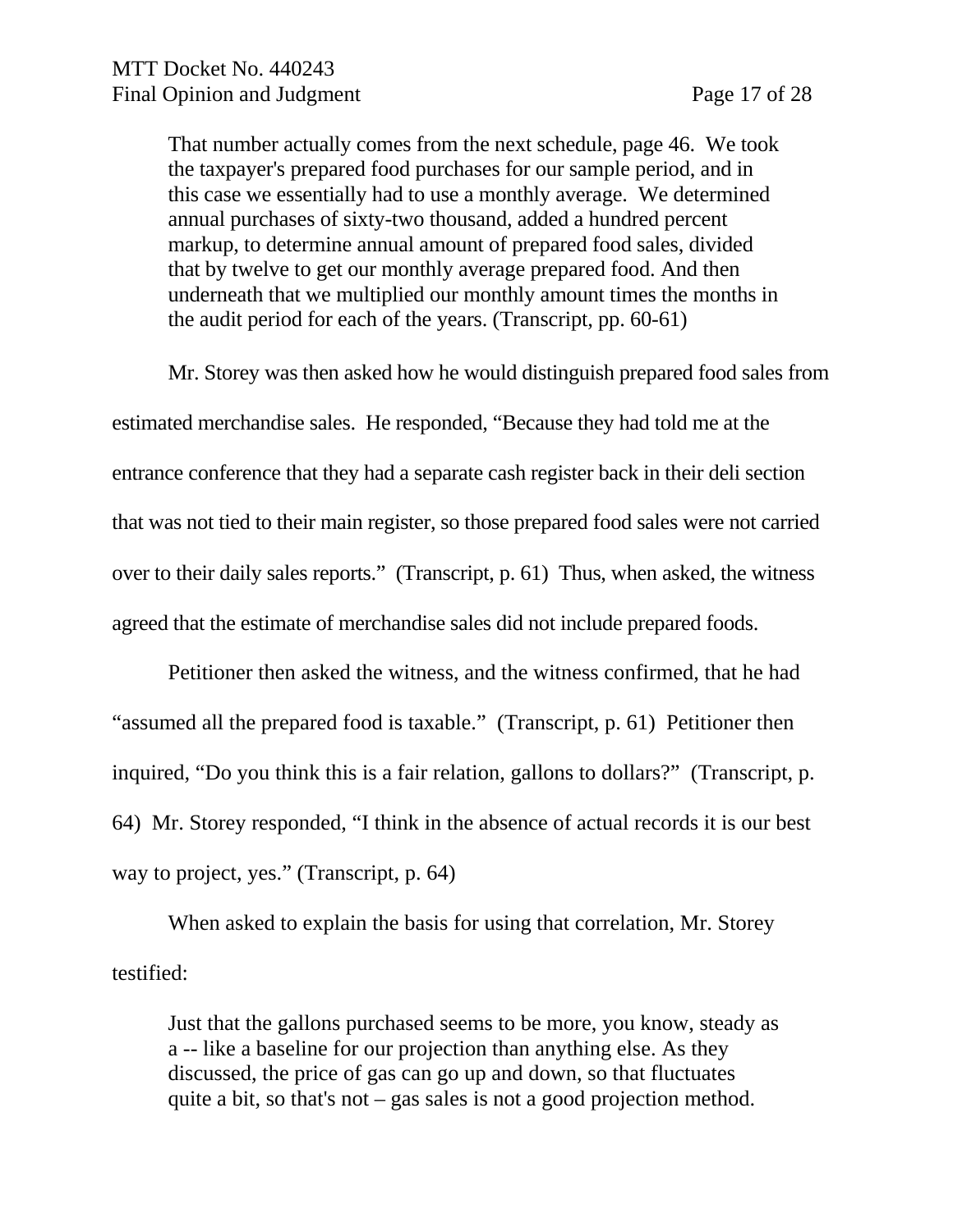> That number actually comes from the next schedule, page 46. We took the taxpayer's prepared food purchases for our sample period, and in this case we essentially had to use a monthly average. We determined annual purchases of sixty-two thousand, added a hundred percent markup, to determine annual amount of prepared food sales, divided that by twelve to get our monthly average prepared food. And then underneath that we multiplied our monthly amount times the months in the audit period for each of the years. (Transcript, pp. 60-61)

Mr. Storey was then asked how he would distinguish prepared food sales from estimated merchandise sales. He responded, "Because they had told me at the entrance conference that they had a separate cash register back in their deli section that was not tied to their main register, so those prepared food sales were not carried over to their daily sales reports." (Transcript, p. 61) Thus, when asked, the witness agreed that the estimate of merchandise sales did not include prepared foods.

Petitioner then asked the witness, and the witness confirmed, that he had "assumed all the prepared food is taxable." (Transcript, p. 61) Petitioner then inquired, "Do you think this is a fair relation, gallons to dollars?" (Transcript, p. 64) Mr. Storey responded, "I think in the absence of actual records it is our best way to project, yes." (Transcript, p. 64)

When asked to explain the basis for using that correlation, Mr. Storey testified:

> Just that the gallons purchased seems to be more, you know, steady as a -- like a baseline for our projection than anything else. As they discussed, the price of gas can go up and down, so that fluctuates quite a bit, so that's not – gas sales is not a good projection method.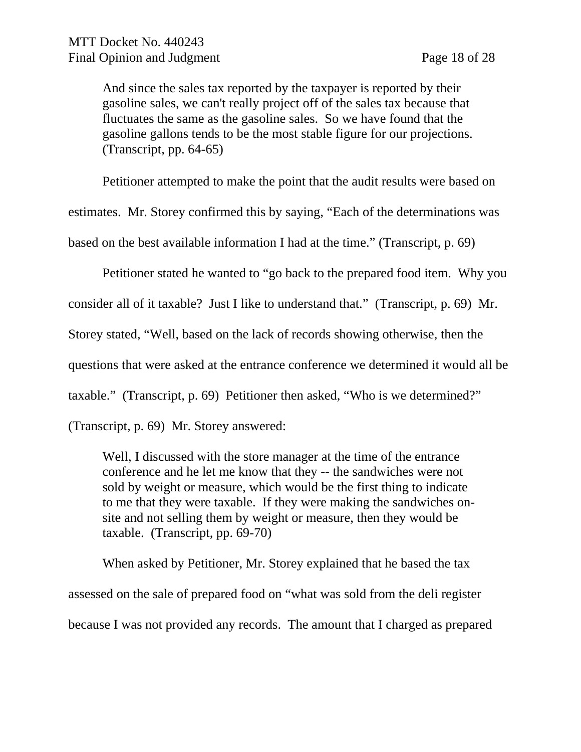> And since the sales tax reported by the taxpayer is reported by their gasoline sales, we can't really project off of the sales tax because that fluctuates the same as the gasoline sales. So we have found that the gasoline gallons tends to be the most stable figure for our projections. (Transcript, pp. 64-65)

Petitioner attempted to make the point that the audit results were based on estimates. Mr. Storey confirmed this by saying, "Each of the determinations was based on the best available information I had at the time." (Transcript, p. 69)

Petitioner stated he wanted to "go back to the prepared food item. Why you consider all of it taxable? Just I like to understand that." (Transcript, p. 69) Mr. Storey stated, "Well, based on the lack of records showing otherwise, then the questions that were asked at the entrance conference we determined it would all be taxable." (Transcript, p. 69) Petitioner then asked, "Who is we determined?" (Transcript, p. 69) Mr. Storey answered:

> Well, I discussed with the store manager at the time of the entrance conference and he let me know that they -- the sandwiches were not sold by weight or measure, which would be the first thing to indicate to me that they were taxable. If they were making the sandwiches on-site and not selling them by weight or measure, then they would be taxable. (Transcript, pp. 69-70)

When asked by Petitioner, Mr. Storey explained that he based the tax assessed on the sale of prepared food on "what was sold from the deli register because I was not provided any records. The amount that I charged as prepared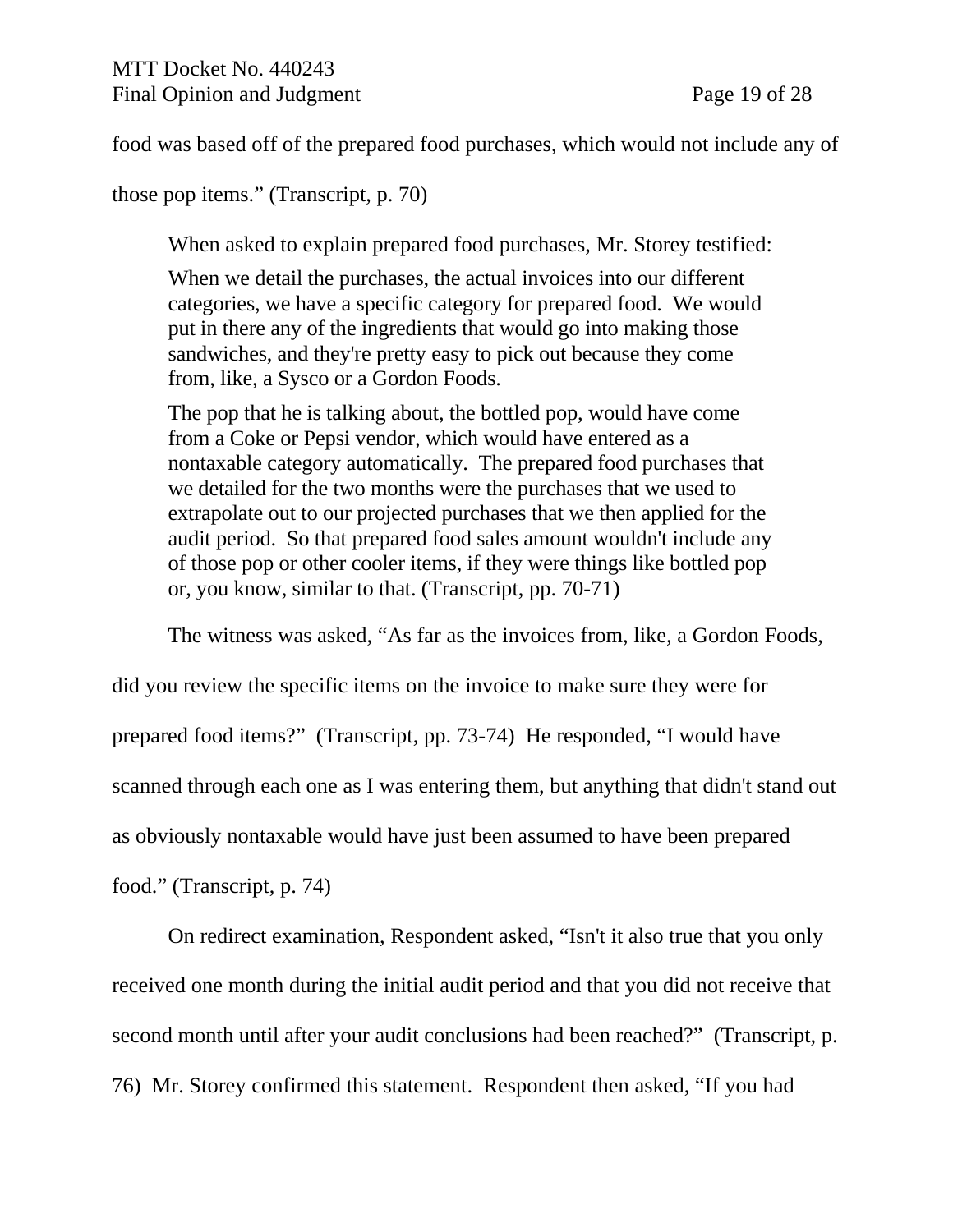food was based off of the prepared food purchases, which would not include any of those pop items." (Transcript, p. 70)

When asked to explain prepared food purchases, Mr. Storey testified:

> When we detail the purchases, the actual invoices into our different categories, we have a specific category for prepared food. We would put in there any of the ingredients that would go into making those sandwiches, and they're pretty easy to pick out because they come from, like, a Sysco or a Gordon Foods.
>
> The pop that he is talking about, the bottled pop, would have come from a Coke or Pepsi vendor, which would have entered as a nontaxable category automatically. The prepared food purchases that we detailed for the two months were the purchases that we used to extrapolate out to our projected purchases that we then applied for the audit period. So that prepared food sales amount wouldn't include any of those pop or other cooler items, if they were things like bottled pop or, you know, similar to that. (Transcript, pp. 70-71)

The witness was asked, "As far as the invoices from, like, a Gordon Foods, did you review the specific items on the invoice to make sure they were for prepared food items?" (Transcript, pp. 73-74) He responded, "I would have scanned through each one as I was entering them, but anything that didn't stand out as obviously nontaxable would have just been assumed to have been prepared food." (Transcript, p. 74)

On redirect examination, Respondent asked, "Isn't it also true that you only received one month during the initial audit period and that you did not receive that second month until after your audit conclusions had been reached?" (Transcript, p. 76) Mr. Storey confirmed this statement. Respondent then asked, "If you had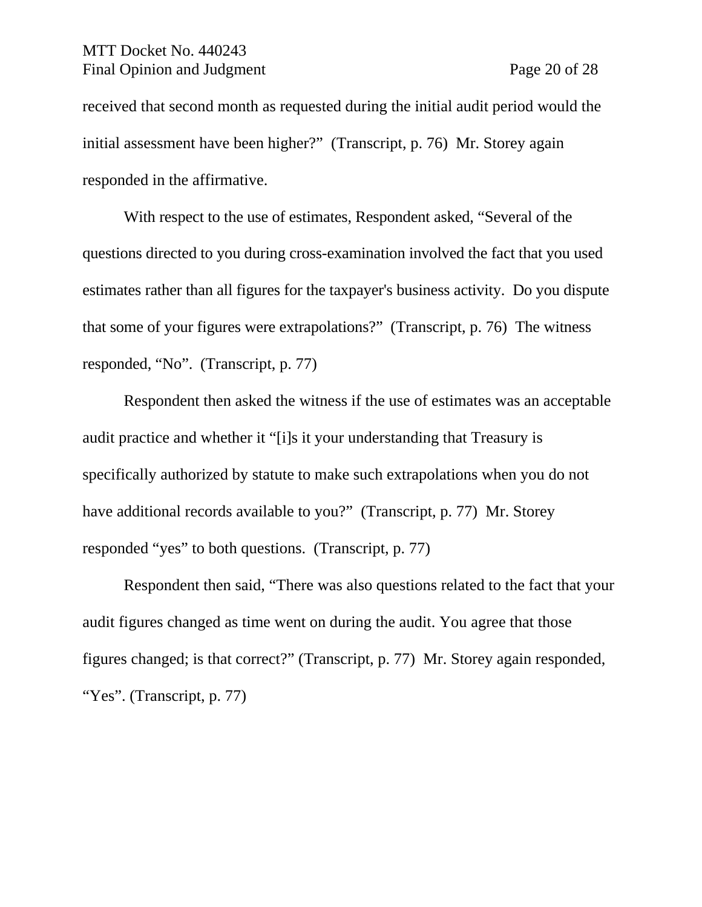received that second month as requested during the initial audit period would the initial assessment have been higher?" (Transcript, p. 76) Mr. Storey again responded in the affirmative.

With respect to the use of estimates, Respondent asked, "Several of the questions directed to you during cross-examination involved the fact that you used estimates rather than all figures for the taxpayer's business activity. Do you dispute that some of your figures were extrapolations?" (Transcript, p. 76) The witness responded, "No". (Transcript, p. 77)

Respondent then asked the witness if the use of estimates was an acceptable audit practice and whether it "[i]s it your understanding that Treasury is specifically authorized by statute to make such extrapolations when you do not have additional records available to you?" (Transcript, p. 77) Mr. Storey responded "yes" to both questions. (Transcript, p. 77)

Respondent then said, "There was also questions related to the fact that your audit figures changed as time went on during the audit. You agree that those figures changed; is that correct?" (Transcript, p. 77) Mr. Storey again responded, "Yes". (Transcript, p. 77)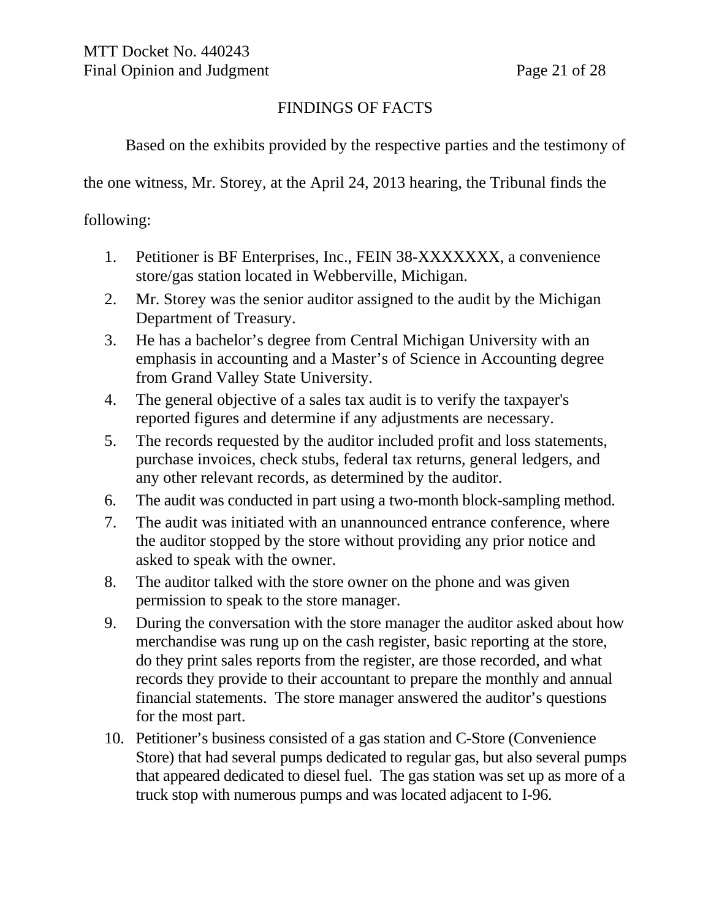## FINDINGS OF FACTS

Based on the exhibits provided by the respective parties and the testimony of the one witness, Mr. Storey, at the April 24, 2013 hearing, the Tribunal finds the following:

1. Petitioner is BF Enterprises, Inc., FEIN 38-XXXXXXX, a convenience store/gas station located in Webberville, Michigan.
2. Mr. Storey was the senior auditor assigned to the audit by the Michigan Department of Treasury.
3. He has a bachelor's degree from Central Michigan University with an emphasis in accounting and a Master's of Science in Accounting degree from Grand Valley State University.
4. The general objective of a sales tax audit is to verify the taxpayer's reported figures and determine if any adjustments are necessary.
5. The records requested by the auditor included profit and loss statements, purchase invoices, check stubs, federal tax returns, general ledgers, and any other relevant records, as determined by the auditor.
6. The audit was conducted in part using a two-month block-sampling method.
7. The audit was initiated with an unannounced entrance conference, where the auditor stopped by the store without providing any prior notice and asked to speak with the owner.
8. The auditor talked with the store owner on the phone and was given permission to speak to the store manager.
9. During the conversation with the store manager the auditor asked about how merchandise was rung up on the cash register, basic reporting at the store, do they print sales reports from the register, are those recorded, and what records they provide to their accountant to prepare the monthly and annual financial statements. The store manager answered the auditor's questions for the most part.
10. Petitioner's business consisted of a gas station and C-Store (Convenience Store) that had several pumps dedicated to regular gas, but also several pumps that appeared dedicated to diesel fuel. The gas station was set up as more of a truck stop with numerous pumps and was located adjacent to I-96.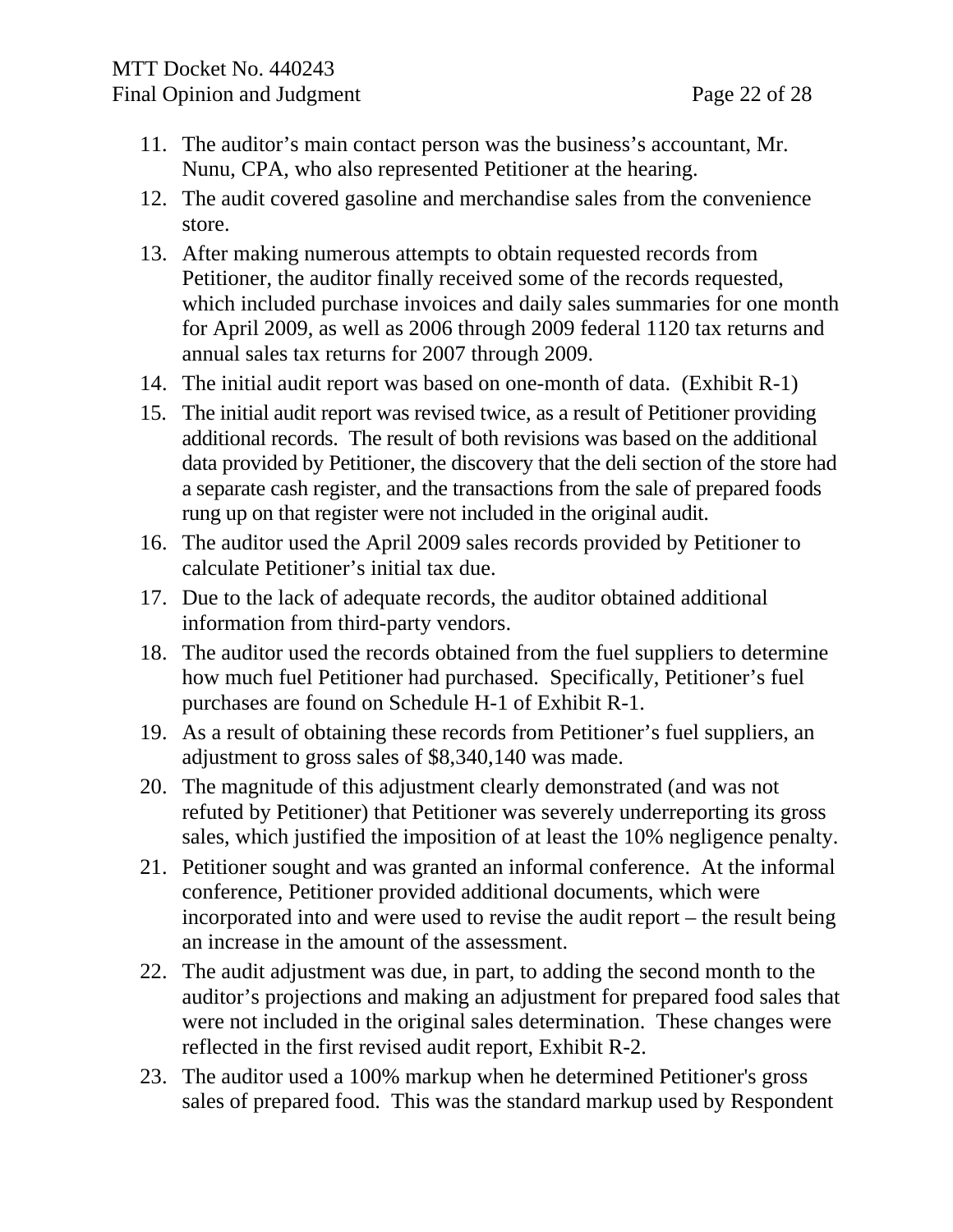11. The auditor's main contact person was the business's accountant, Mr. Nunu, CPA, who also represented Petitioner at the hearing.
12. The audit covered gasoline and merchandise sales from the convenience store.
13. After making numerous attempts to obtain requested records from Petitioner, the auditor finally received some of the records requested, which included purchase invoices and daily sales summaries for one month for April 2009, as well as 2006 through 2009 federal 1120 tax returns and annual sales tax returns for 2007 through 2009.
14. The initial audit report was based on one-month of data. (Exhibit R-1)
15. The initial audit report was revised twice, as a result of Petitioner providing additional records. The result of both revisions was based on the additional data provided by Petitioner, the discovery that the deli section of the store had a separate cash register, and the transactions from the sale of prepared foods rung up on that register were not included in the original audit.
16. The auditor used the April 2009 sales records provided by Petitioner to calculate Petitioner's initial tax due.
17. Due to the lack of adequate records, the auditor obtained additional information from third-party vendors.
18. The auditor used the records obtained from the fuel suppliers to determine how much fuel Petitioner had purchased. Specifically, Petitioner's fuel purchases are found on Schedule H-1 of Exhibit R-1.
19. As a result of obtaining these records from Petitioner's fuel suppliers, an adjustment to gross sales of $8,340,140 was made.
20. The magnitude of this adjustment clearly demonstrated (and was not refuted by Petitioner) that Petitioner was severely underreporting its gross sales, which justified the imposition of at least the 10% negligence penalty.
21. Petitioner sought and was granted an informal conference. At the informal conference, Petitioner provided additional documents, which were incorporated into and were used to revise the audit report – the result being an increase in the amount of the assessment.
22. The audit adjustment was due, in part, to adding the second month to the auditor's projections and making an adjustment for prepared food sales that were not included in the original sales determination. These changes were reflected in the first revised audit report, Exhibit R-2.
23. The auditor used a 100% markup when he determined Petitioner's gross sales of prepared food. This was the standard markup used by Respondent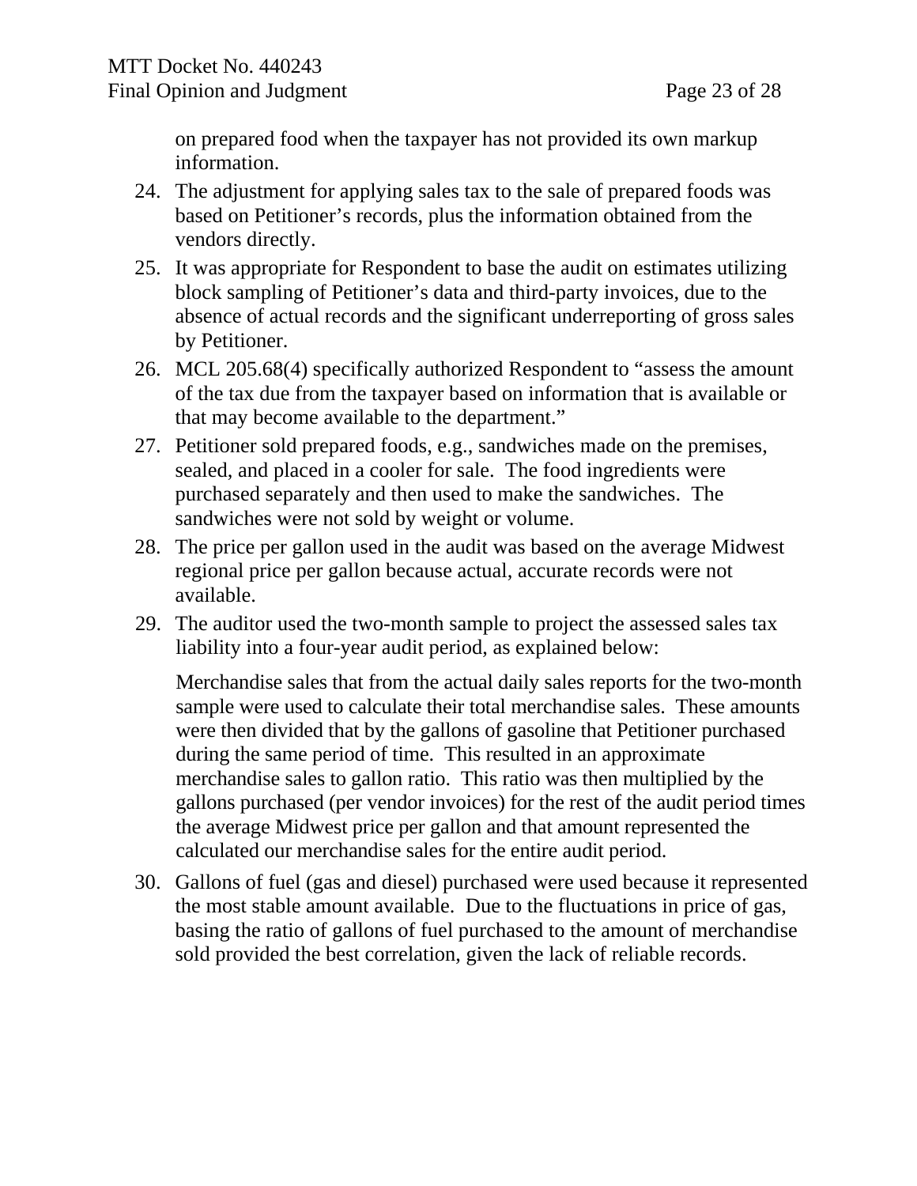on prepared food when the taxpayer has not provided its own markup information.

24. The adjustment for applying sales tax to the sale of prepared foods was based on Petitioner's records, plus the information obtained from the vendors directly.
25. It was appropriate for Respondent to base the audit on estimates utilizing block sampling of Petitioner's data and third-party invoices, due to the absence of actual records and the significant underreporting of gross sales by Petitioner.
26. MCL 205.68(4) specifically authorized Respondent to "assess the amount of the tax due from the taxpayer based on information that is available or that may become available to the department."
27. Petitioner sold prepared foods, e.g., sandwiches made on the premises, sealed, and placed in a cooler for sale. The food ingredients were purchased separately and then used to make the sandwiches. The sandwiches were not sold by weight or volume.
28. The price per gallon used in the audit was based on the average Midwest regional price per gallon because actual, accurate records were not available.
29. The auditor used the two-month sample to project the assessed sales tax liability into a four-year audit period, as explained below:

    Merchandise sales that from the actual daily sales reports for the two-month sample were used to calculate their total merchandise sales. These amounts were then divided that by the gallons of gasoline that Petitioner purchased during the same period of time. This resulted in an approximate merchandise sales to gallon ratio. This ratio was then multiplied by the gallons purchased (per vendor invoices) for the rest of the audit period times the average Midwest price per gallon and that amount represented the calculated our merchandise sales for the entire audit period.

30. Gallons of fuel (gas and diesel) purchased were used because it represented the most stable amount available. Due to the fluctuations in price of gas, basing the ratio of gallons of fuel purchased to the amount of merchandise sold provided the best correlation, given the lack of reliable records.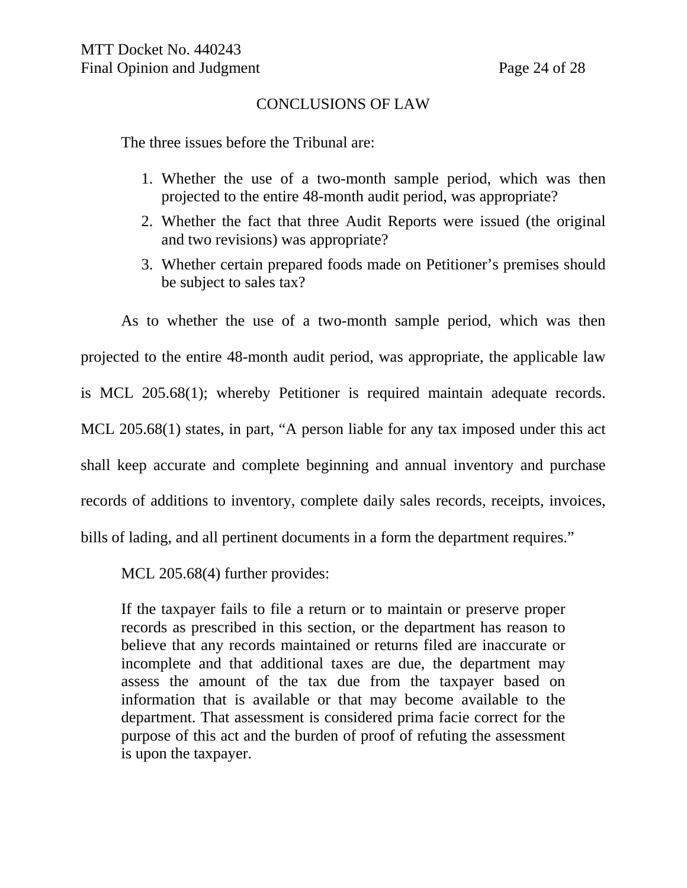## CONCLUSIONS OF LAW

The three issues before the Tribunal are:

1. Whether the use of a two-month sample period, which was then projected to the entire 48-month audit period, was appropriate?
2. Whether the fact that three Audit Reports were issued (the original and two revisions) was appropriate?
3. Whether certain prepared foods made on Petitioner's premises should be subject to sales tax?

As to whether the use of a two-month sample period, which was then projected to the entire 48-month audit period, was appropriate, the applicable law is MCL 205.68(1); whereby Petitioner is required maintain adequate records. MCL 205.68(1) states, in part, "A person liable for any tax imposed under this act shall keep accurate and complete beginning and annual inventory and purchase records of additions to inventory, complete daily sales records, receipts, invoices, bills of lading, and all pertinent documents in a form the department requires."

MCL 205.68(4) further provides:

> If the taxpayer fails to file a return or to maintain or preserve proper records as prescribed in this section, or the department has reason to believe that any records maintained or returns filed are inaccurate or incomplete and that additional taxes are due, the department may assess the amount of the tax due from the taxpayer based on information that is available or that may become available to the department. That assessment is considered prima facie correct for the purpose of this act and the burden of proof of refuting the assessment is upon the taxpayer.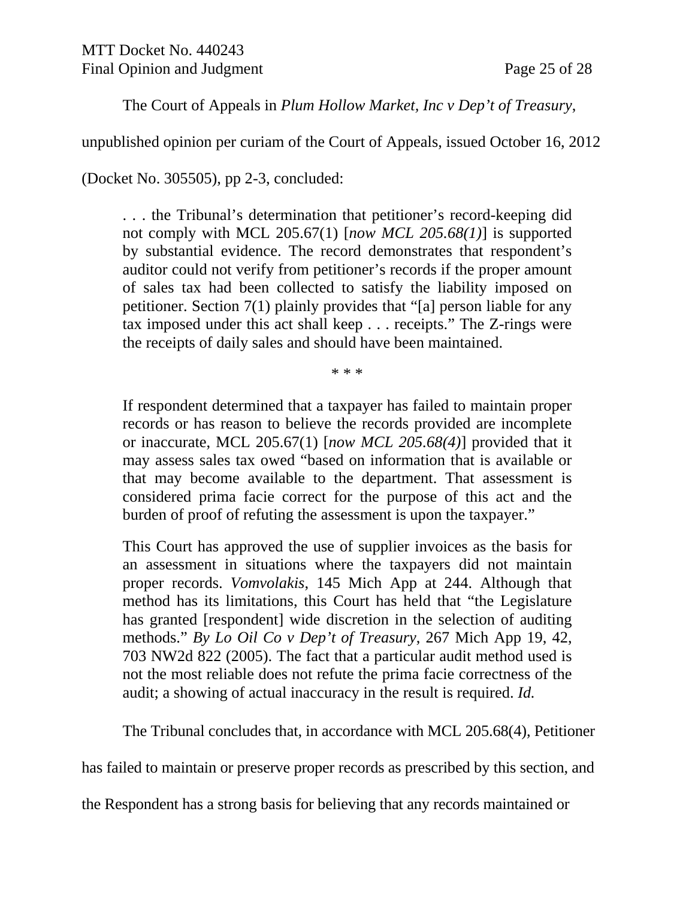The Court of Appeals in *Plum Hollow Market, Inc v Dep't of Treasury*, unpublished opinion per curiam of the Court of Appeals, issued October 16, 2012 (Docket No. 305505), pp 2-3, concluded:

> . . . the Tribunal's determination that petitioner's record-keeping did not comply with MCL 205.67(1) [*now MCL 205.68(1)*] is supported by substantial evidence. The record demonstrates that respondent's auditor could not verify from petitioner's records if the proper amount of sales tax had been collected to satisfy the liability imposed on petitioner. Section 7(1) plainly provides that "[a] person liable for any tax imposed under this act shall keep . . . receipts." The Z-rings were the receipts of daily sales and should have been maintained.
>
> \* \* \*
>
> If respondent determined that a taxpayer has failed to maintain proper records or has reason to believe the records provided are incomplete or inaccurate, MCL 205.67(1) [*now MCL 205.68(4)*] provided that it may assess sales tax owed "based on information that is available or that may become available to the department. That assessment is considered prima facie correct for the purpose of this act and the burden of proof of refuting the assessment is upon the taxpayer."
>
> This Court has approved the use of supplier invoices as the basis for an assessment in situations where the taxpayers did not maintain proper records. *Vomvolakis*, 145 Mich App at 244. Although that method has its limitations, this Court has held that "the Legislature has granted [respondent] wide discretion in the selection of auditing methods." *By Lo Oil Co v Dep't of Treasury*, 267 Mich App 19, 42, 703 NW2d 822 (2005). The fact that a particular audit method used is not the most reliable does not refute the prima facie correctness of the audit; a showing of actual inaccuracy in the result is required. *Id.*

The Tribunal concludes that, in accordance with MCL 205.68(4), Petitioner has failed to maintain or preserve proper records as prescribed by this section, and the Respondent has a strong basis for believing that any records maintained or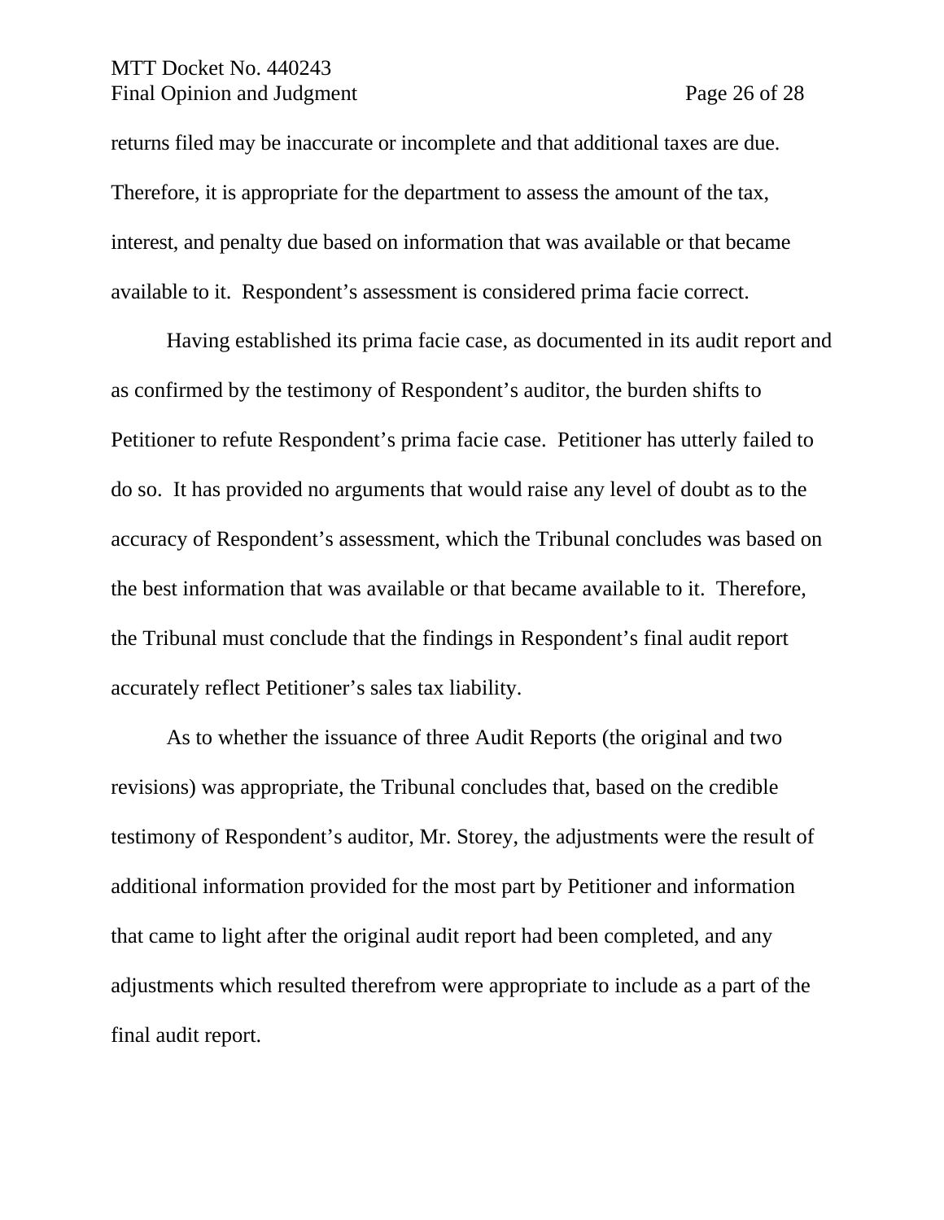returns filed may be inaccurate or incomplete and that additional taxes are due. Therefore, it is appropriate for the department to assess the amount of the tax, interest, and penalty due based on information that was available or that became available to it. Respondent's assessment is considered prima facie correct.

Having established its prima facie case, as documented in its audit report and as confirmed by the testimony of Respondent's auditor, the burden shifts to Petitioner to refute Respondent's prima facie case. Petitioner has utterly failed to do so. It has provided no arguments that would raise any level of doubt as to the accuracy of Respondent's assessment, which the Tribunal concludes was based on the best information that was available or that became available to it. Therefore, the Tribunal must conclude that the findings in Respondent's final audit report accurately reflect Petitioner's sales tax liability.

As to whether the issuance of three Audit Reports (the original and two revisions) was appropriate, the Tribunal concludes that, based on the credible testimony of Respondent's auditor, Mr. Storey, the adjustments were the result of additional information provided for the most part by Petitioner and information that came to light after the original audit report had been completed, and any adjustments which resulted therefrom were appropriate to include as a part of the final audit report.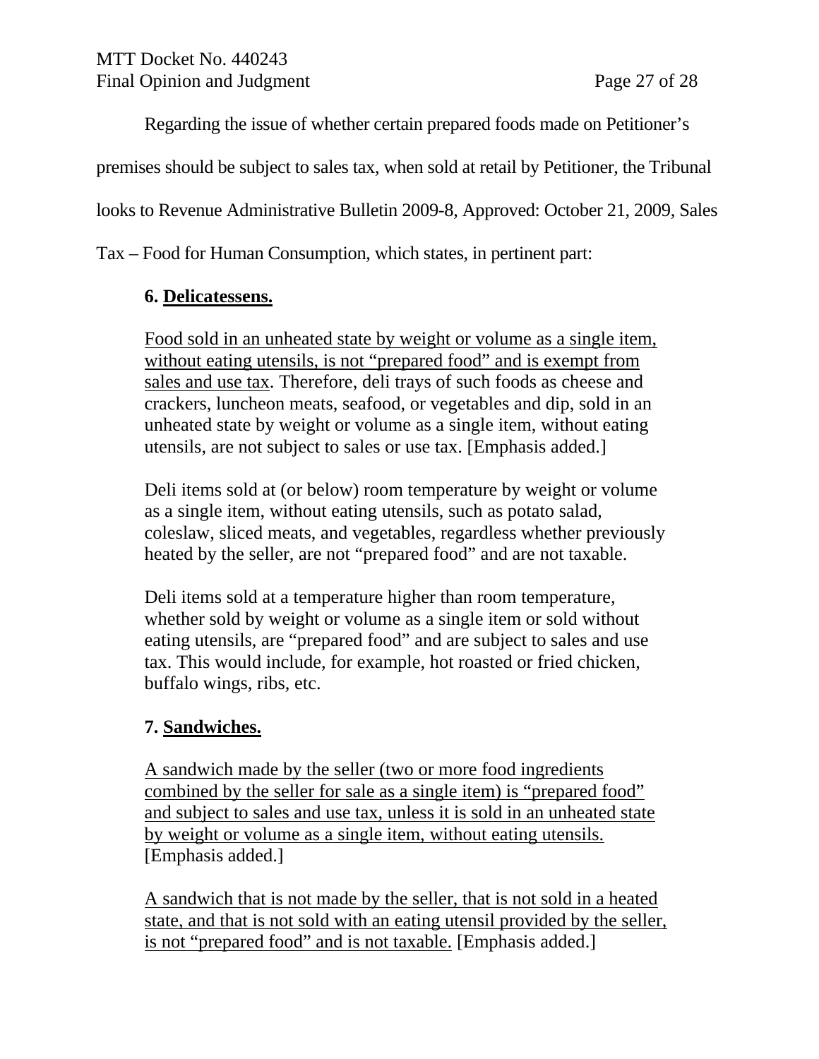Regarding the issue of whether certain prepared foods made on Petitioner's premises should be subject to sales tax, when sold at retail by Petitioner, the Tribunal looks to Revenue Administrative Bulletin 2009-8, Approved: October 21, 2009, Sales Tax – Food for Human Consumption, which states, in pertinent part:

> **6. <u>Delicatessens.</u>**
>
> <u>Food sold in an unheated state by weight or volume as a single item, without eating utensils, is not "prepared food" and is exempt from sales and use tax</u>. Therefore, deli trays of such foods as cheese and crackers, luncheon meats, seafood, or vegetables and dip, sold in an unheated state by weight or volume as a single item, without eating utensils, are not subject to sales or use tax. [Emphasis added.]
>
> Deli items sold at (or below) room temperature by weight or volume as a single item, without eating utensils, such as potato salad, coleslaw, sliced meats, and vegetables, regardless whether previously heated by the seller, are not "prepared food" and are not taxable.
>
> Deli items sold at a temperature higher than room temperature, whether sold by weight or volume as a single item or sold without eating utensils, are "prepared food" and are subject to sales and use tax. This would include, for example, hot roasted or fried chicken, buffalo wings, ribs, etc.
>
> **7. <u>Sandwiches.</u>**
>
> <u>A sandwich made by the seller (two or more food ingredients combined by the seller for sale as a single item) is "prepared food" and subject to sales and use tax, unless it is sold in an unheated state by weight or volume as a single item, without eating utensils.</u> [Emphasis added.]
>
> <u>A sandwich that is not made by the seller, that is not sold in a heated state, and that is not sold with an eating utensil provided by the seller, is not "prepared food" and is not taxable.</u> [Emphasis added.]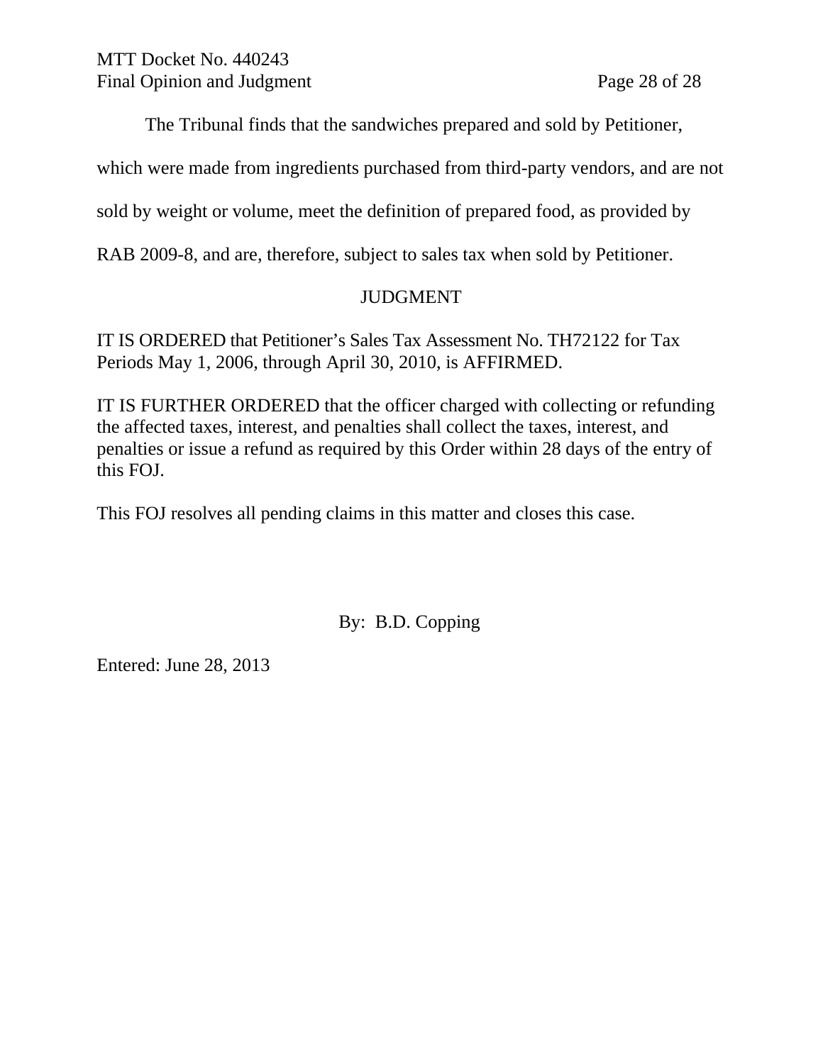The Tribunal finds that the sandwiches prepared and sold by Petitioner, which were made from ingredients purchased from third-party vendors, and are not sold by weight or volume, meet the definition of prepared food, as provided by RAB 2009-8, and are, therefore, subject to sales tax when sold by Petitioner.

## JUDGMENT

IT IS ORDERED that Petitioner's Sales Tax Assessment No. TH72122 for Tax Periods May 1, 2006, through April 30, 2010, is AFFIRMED.

IT IS FURTHER ORDERED that the officer charged with collecting or refunding the affected taxes, interest, and penalties shall collect the taxes, interest, and penalties or issue a refund as required by this Order within 28 days of the entry of this FOJ.

This FOJ resolves all pending claims in this matter and closes this case.

By: B.D. Copping

Entered: June 28, 2013